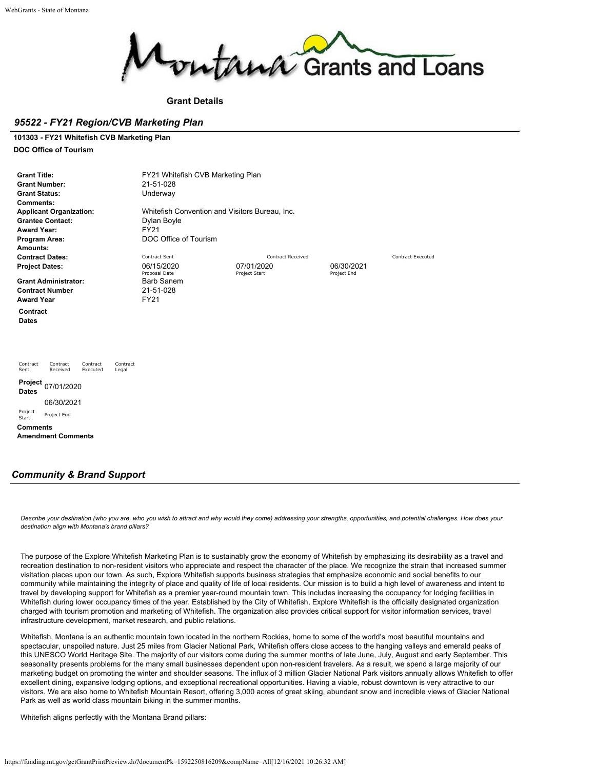Montana Grants and Loans

**Grant Details**

## *95522 - FY21 Region/CVB Marketing Plan*

**101303 - FY21 Whitefish CVB Marketing Plan**

**DOC Office of Tourism**

| | | | | |
|---|---|---|---|---|
| **Grant Title:** | FY21 Whitefish CVB Marketing Plan | | | |
| **Grant Number:** | 21-51-028 | | | |
| **Grant Status:** | Underway | | | |
| **Comments:** | | | | |
| **Applicant Organization:** | Whitefish Convention and Visitors Bureau, Inc. | | | |
| **Grantee Contact:** | Dylan Boyle | | | |
| **Award Year:** | FY21 | | | |
| **Program Area:** | DOC Office of Tourism | | | |
| **Amounts:** | | | | |
| **Contract Dates:** | Contract Sent | Contract Received | | Contract Executed |
| **Project Dates:** | 06/15/2020<br>Proposal Date | 07/01/2020<br>Project Start | 06/30/2021<br>Project End | |
| **Grant Administrator:** | Barb Sanem | | | |
| **Contract Number** | 21-51-028 | | | |
| **Award Year** | FY21 | | | |

**Contract Dates**

| Contract Sent | Contract Received | Contract Executed | Contract Legal |
|---|---|---|---|

**Project Dates**

| 07/01/2020 | 06/30/2021 |
|---|---|
| Project Start | Project End |

**Comments**

**Amendment Comments**

## *Community & Brand Support*

*Describe your destination (who you are, who you wish to attract and why would they come) addressing your strengths, opportunities, and potential challenges. How does your destination align with Montana's brand pillars?*

The purpose of the Explore Whitefish Marketing Plan is to sustainably grow the economy of Whitefish by emphasizing its desirability as a travel and recreation destination to non-resident visitors who appreciate and respect the character of the place. We recognize the strain that increased summer visitation places upon our town. As such, Explore Whitefish supports business strategies that emphasize economic and social benefits to our community while maintaining the integrity of place and quality of life of local residents. Our mission is to build a high level of awareness and intent to travel by developing support for Whitefish as a premier year-round mountain town. This includes increasing the occupancy for lodging facilities in Whitefish during lower occupancy times of the year. Established by the City of Whitefish, Explore Whitefish is the officially designated organization charged with tourism promotion and marketing of Whitefish. The organization also provides critical support for visitor information services, travel infrastructure development, market research, and public relations.

Whitefish, Montana is an authentic mountain town located in the northern Rockies, home to some of the world's most beautiful mountains and spectacular, unspoiled nature. Just 25 miles from Glacier National Park, Whitefish offers close access to the hanging valleys and emerald peaks of this UNESCO World Heritage Site. The majority of our visitors come during the summer months of late June, July, August and early September. This seasonality presents problems for the many small businesses dependent upon non-resident travelers. As a result, we spend a large majority of our marketing budget on promoting the winter and shoulder seasons. The influx of 3 million Glacier National Park visitors annually allows Whitefish to offer excellent dining, expansive lodging options, and exceptional recreational opportunities. Having a viable, robust downtown is very attractive to our visitors. We are also home to Whitefish Mountain Resort, offering 3,000 acres of great skiing, abundant snow and incredible views of Glacier National Park as well as world class mountain biking in the summer months.

Whitefish aligns perfectly with the Montana Brand pillars: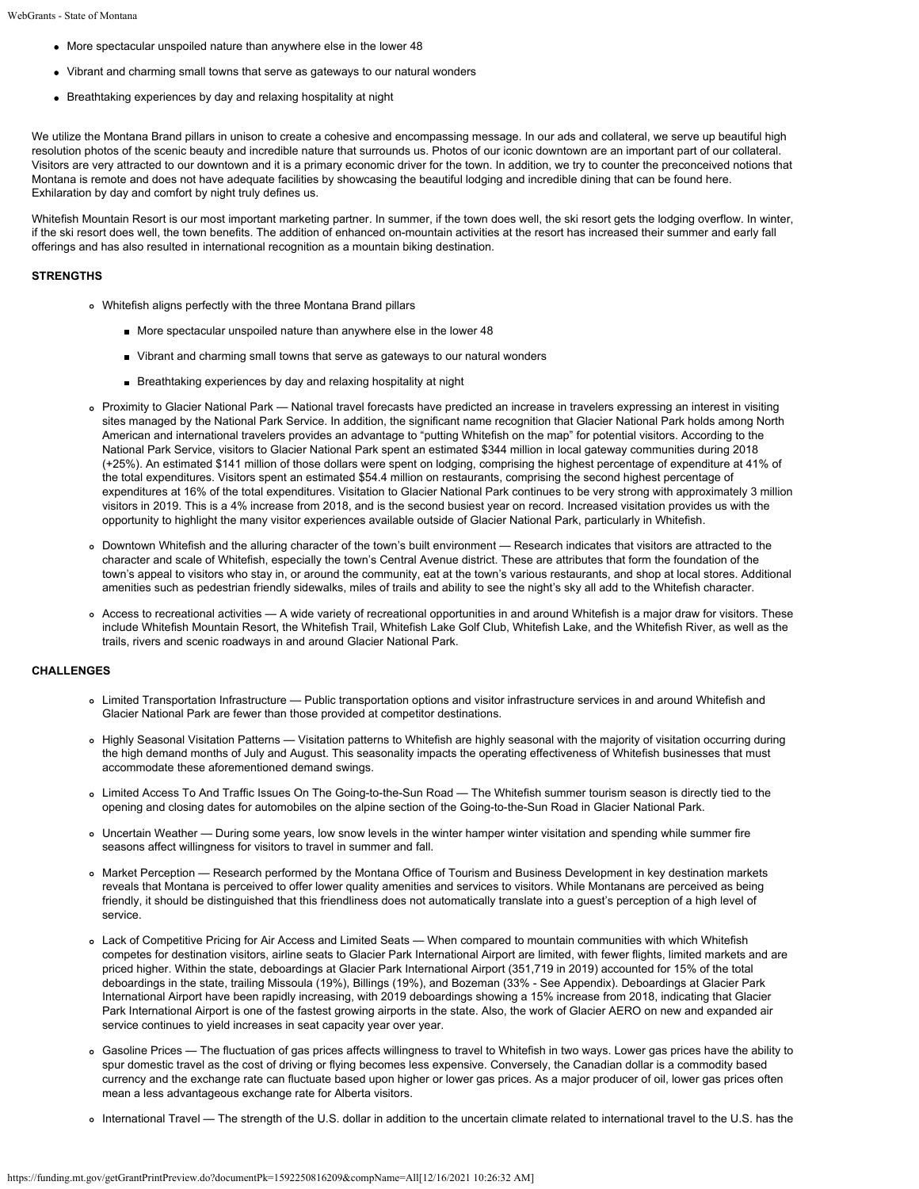- More spectacular unspoiled nature than anywhere else in the lower 48
- Vibrant and charming small towns that serve as gateways to our natural wonders
- Breathtaking experiences by day and relaxing hospitality at night

We utilize the Montana Brand pillars in unison to create a cohesive and encompassing message. In our ads and collateral, we serve up beautiful high resolution photos of the scenic beauty and incredible nature that surrounds us. Photos of our iconic downtown are an important part of our collateral. Visitors are very attracted to our downtown and it is a primary economic driver for the town. In addition, we try to counter the preconceived notions that Montana is remote and does not have adequate facilities by showcasing the beautiful lodging and incredible dining that can be found here. Exhilaration by day and comfort by night truly defines us.

Whitefish Mountain Resort is our most important marketing partner. In summer, if the town does well, the ski resort gets the lodging overflow. In winter, if the ski resort does well, the town benefits. The addition of enhanced on-mountain activities at the resort has increased their summer and early fall offerings and has also resulted in international recognition as a mountain biking destination.

**STRENGTHS**

- Whitefish aligns perfectly with the three Montana Brand pillars
  - More spectacular unspoiled nature than anywhere else in the lower 48
  - Vibrant and charming small towns that serve as gateways to our natural wonders
  - Breathtaking experiences by day and relaxing hospitality at night
- Proximity to Glacier National Park — National travel forecasts have predicted an increase in travelers expressing an interest in visiting sites managed by the National Park Service. In addition, the significant name recognition that Glacier National Park holds among North American and international travelers provides an advantage to "putting Whitefish on the map" for potential visitors. According to the National Park Service, visitors to Glacier National Park spent an estimated $344 million in local gateway communities during 2018 (+25%). An estimated $141 million of those dollars were spent on lodging, comprising the highest percentage of expenditure at 41% of the total expenditures. Visitors spent an estimated $54.4 million on restaurants, comprising the second highest percentage of expenditures at 16% of the total expenditures. Visitation to Glacier National Park continues to be very strong with approximately 3 million visitors in 2019. This is a 4% increase from 2018, and is the second busiest year on record. Increased visitation provides us with the opportunity to highlight the many visitor experiences available outside of Glacier National Park, particularly in Whitefish.
- Downtown Whitefish and the alluring character of the town's built environment — Research indicates that visitors are attracted to the character and scale of Whitefish, especially the town's Central Avenue district. These are attributes that form the foundation of the town's appeal to visitors who stay in, or around the community, eat at the town's various restaurants, and shop at local stores. Additional amenities such as pedestrian friendly sidewalks, miles of trails and ability to see the night's sky all add to the Whitefish character.
- Access to recreational activities — A wide variety of recreational opportunities in and around Whitefish is a major draw for visitors. These include Whitefish Mountain Resort, the Whitefish Trail, Whitefish Lake Golf Club, Whitefish Lake, and the Whitefish River, as well as the trails, rivers and scenic roadways in and around Glacier National Park.

**CHALLENGES**

- Limited Transportation Infrastructure — Public transportation options and visitor infrastructure services in and around Whitefish and Glacier National Park are fewer than those provided at competitor destinations.
- Highly Seasonal Visitation Patterns — Visitation patterns to Whitefish are highly seasonal with the majority of visitation occurring during the high demand months of July and August. This seasonality impacts the operating effectiveness of Whitefish businesses that must accommodate these aforementioned demand swings.
- Limited Access To And Traffic Issues On The Going-to-the-Sun Road — The Whitefish summer tourism season is directly tied to the opening and closing dates for automobiles on the alpine section of the Going-to-the-Sun Road in Glacier National Park.
- Uncertain Weather — During some years, low snow levels in the winter hamper winter visitation and spending while summer fire seasons affect willingness for visitors to travel in summer and fall.
- Market Perception — Research performed by the Montana Office of Tourism and Business Development in key destination markets reveals that Montana is perceived to offer lower quality amenities and services to visitors. While Montanans are perceived as being friendly, it should be distinguished that this friendliness does not automatically translate into a guest's perception of a high level of service.
- Lack of Competitive Pricing for Air Access and Limited Seats — When compared to mountain communities with which Whitefish competes for destination visitors, airline seats to Glacier Park International Airport are limited, with fewer flights, limited markets and are priced higher. Within the state, deboardings at Glacier Park International Airport (351,719 in 2019) accounted for 15% of the total deboardings in the state, trailing Missoula (19%), Billings (19%), and Bozeman (33% - See Appendix). Deboardings at Glacier Park International Airport have been rapidly increasing, with 2019 deboardings showing a 15% increase from 2018, indicating that Glacier Park International Airport is one of the fastest growing airports in the state. Also, the work of Glacier AERO on new and expanded air service continues to yield increases in seat capacity year over year.
- Gasoline Prices — The fluctuation of gas prices affects willingness to travel to Whitefish in two ways. Lower gas prices have the ability to spur domestic travel as the cost of driving or flying becomes less expensive. Conversely, the Canadian dollar is a commodity based currency and the exchange rate can fluctuate based upon higher or lower gas prices. As a major producer of oil, lower gas prices often mean a less advantageous exchange rate for Alberta visitors.
- International Travel — The strength of the U.S. dollar in addition to the uncertain climate related to international travel to the U.S. has the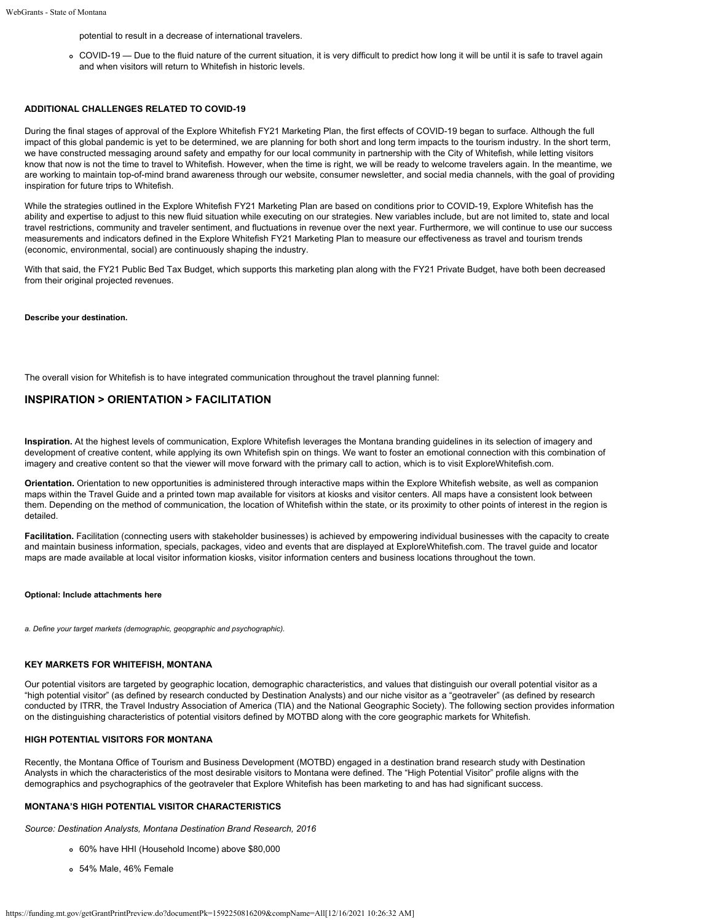potential to result in a decrease of international travelers.

- COVID-19 — Due to the fluid nature of the current situation, it is very difficult to predict how long it will be until it is safe to travel again and when visitors will return to Whitefish in historic levels.

**ADDITIONAL CHALLENGES RELATED TO COVID-19**

During the final stages of approval of the Explore Whitefish FY21 Marketing Plan, the first effects of COVID-19 began to surface. Although the full impact of this global pandemic is yet to be determined, we are planning for both short and long term impacts to the tourism industry. In the short term, we have constructed messaging around safety and empathy for our local community in partnership with the City of Whitefish, while letting visitors know that now is not the time to travel to Whitefish. However, when the time is right, we will be ready to welcome travelers again. In the meantime, we are working to maintain top-of-mind brand awareness through our website, consumer newsletter, and social media channels, with the goal of providing inspiration for future trips to Whitefish.

While the strategies outlined in the Explore Whitefish FY21 Marketing Plan are based on conditions prior to COVID-19, Explore Whitefish has the ability and expertise to adjust to this new fluid situation while executing on our strategies. New variables include, but are not limited to, state and local travel restrictions, community and traveler sentiment, and fluctuations in revenue over the next year. Furthermore, we will continue to use our success measurements and indicators defined in the Explore Whitefish FY21 Marketing Plan to measure our effectiveness as travel and tourism trends (economic, environmental, social) are continuously shaping the industry.

With that said, the FY21 Public Bed Tax Budget, which supports this marketing plan along with the FY21 Private Budget, have both been decreased from their original projected revenues.

**Describe your destination.**

The overall vision for Whitefish is to have integrated communication throughout the travel planning funnel:

## INSPIRATION > ORIENTATION > FACILITATION

**Inspiration.** At the highest levels of communication, Explore Whitefish leverages the Montana branding guidelines in its selection of imagery and development of creative content, while applying its own Whitefish spin on things. We want to foster an emotional connection with this combination of imagery and creative content so that the viewer will move forward with the primary call to action, which is to visit ExploreWhitefish.com.

**Orientation.** Orientation to new opportunities is administered through interactive maps within the Explore Whitefish website, as well as companion maps within the Travel Guide and a printed town map available for visitors at kiosks and visitor centers. All maps have a consistent look between them. Depending on the method of communication, the location of Whitefish within the state, or its proximity to other points of interest in the region is detailed.

**Facilitation.** Facilitation (connecting users with stakeholder businesses) is achieved by empowering individual businesses with the capacity to create and maintain business information, specials, packages, video and events that are displayed at ExploreWhitefish.com. The travel guide and locator maps are made available at local visitor information kiosks, visitor information centers and business locations throughout the town.

**Optional: Include attachments here**

*a. Define your target markets (demographic, geopgraphic and psychographic).*

**KEY MARKETS FOR WHITEFISH, MONTANA**

Our potential visitors are targeted by geographic location, demographic characteristics, and values that distinguish our overall potential visitor as a "high potential visitor" (as defined by research conducted by Destination Analysts) and our niche visitor as a "geotraveler" (as defined by research conducted by ITRR, the Travel Industry Association of America (TIA) and the National Geographic Society). The following section provides information on the distinguishing characteristics of potential visitors defined by MOTBD along with the core geographic markets for Whitefish.

**HIGH POTENTIAL VISITORS FOR MONTANA**

Recently, the Montana Office of Tourism and Business Development (MOTBD) engaged in a destination brand research study with Destination Analysts in which the characteristics of the most desirable visitors to Montana were defined. The "High Potential Visitor" profile aligns with the demographics and psychographics of the geotraveler that Explore Whitefish has been marketing to and has had significant success.

**MONTANA'S HIGH POTENTIAL VISITOR CHARACTERISTICS**

*Source: Destination Analysts, Montana Destination Brand Research, 2016*

- 60% have HHI (Household Income) above $80,000
- 54% Male, 46% Female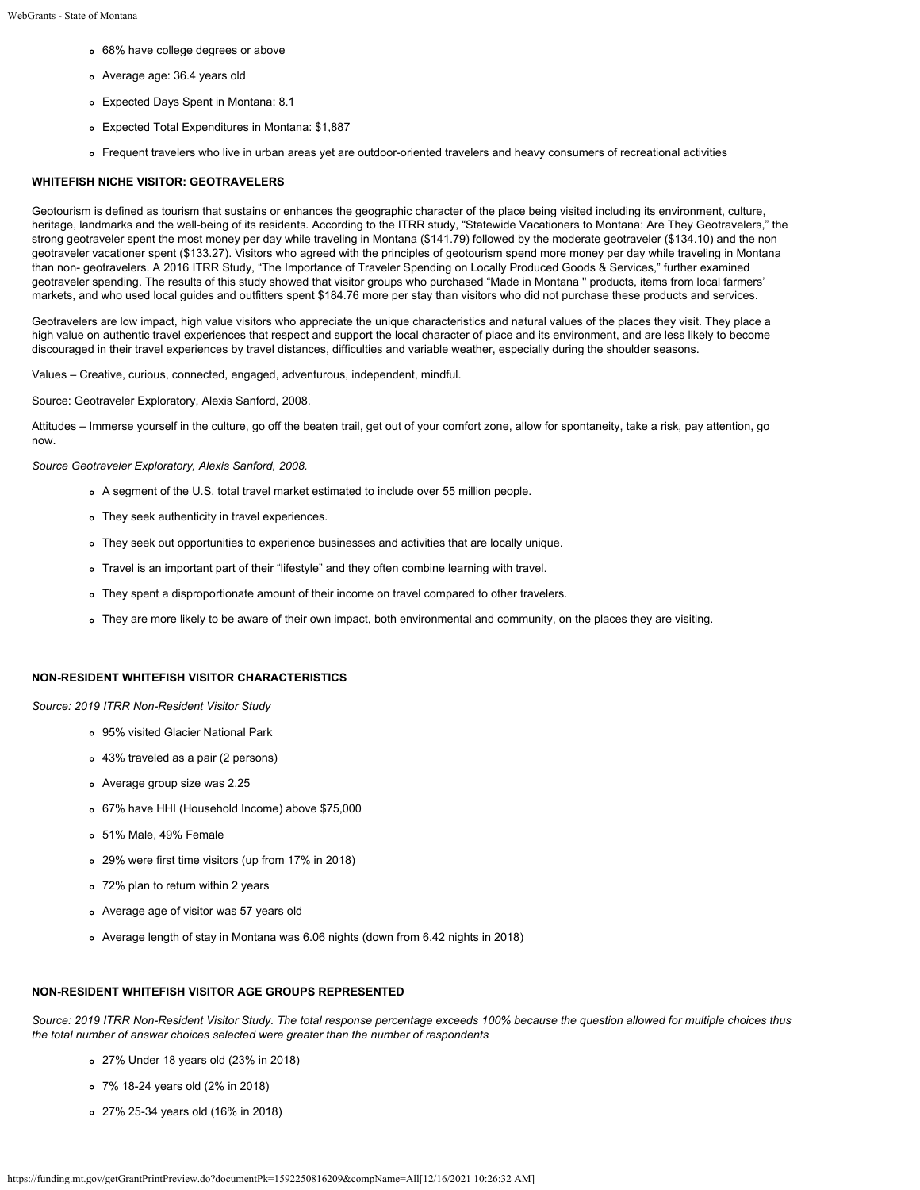- 68% have college degrees or above
- Average age: 36.4 years old
- Expected Days Spent in Montana: 8.1
- Expected Total Expenditures in Montana: $1,887
- Frequent travelers who live in urban areas yet are outdoor-oriented travelers and heavy consumers of recreational activities

**WHITEFISH NICHE VISITOR: GEOTRAVELERS**

Geotourism is defined as tourism that sustains or enhances the geographic character of the place being visited including its environment, culture, heritage, landmarks and the well-being of its residents. According to the ITRR study, "Statewide Vacationers to Montana: Are They Geotravelers," the strong geotraveler spent the most money per day while traveling in Montana ($141.79) followed by the moderate geotraveler ($134.10) and the non geotraveler vacationer spent ($133.27). Visitors who agreed with the principles of geotourism spend more money per day while traveling in Montana than non- geotravelers. A 2016 ITRR Study, "The Importance of Traveler Spending on Locally Produced Goods & Services," further examined geotraveler spending. The results of this study showed that visitor groups who purchased "Made in Montana " products, items from local farmers' markets, and who used local guides and outfitters spent $184.76 more per stay than visitors who did not purchase these products and services.

Geotravelers are low impact, high value visitors who appreciate the unique characteristics and natural values of the places they visit. They place a high value on authentic travel experiences that respect and support the local character of place and its environment, and are less likely to become discouraged in their travel experiences by travel distances, difficulties and variable weather, especially during the shoulder seasons.

Values – Creative, curious, connected, engaged, adventurous, independent, mindful.

Source: Geotraveler Exploratory, Alexis Sanford, 2008.

Attitudes – Immerse yourself in the culture, go off the beaten trail, get out of your comfort zone, allow for spontaneity, take a risk, pay attention, go now.

*Source Geotraveler Exploratory, Alexis Sanford, 2008.*

- A segment of the U.S. total travel market estimated to include over 55 million people.
- They seek authenticity in travel experiences.
- They seek out opportunities to experience businesses and activities that are locally unique.
- Travel is an important part of their "lifestyle" and they often combine learning with travel.
- They spent a disproportionate amount of their income on travel compared to other travelers.
- They are more likely to be aware of their own impact, both environmental and community, on the places they are visiting.

**NON-RESIDENT WHITEFISH VISITOR CHARACTERISTICS**

*Source: 2019 ITRR Non-Resident Visitor Study*

- 95% visited Glacier National Park
- 43% traveled as a pair (2 persons)
- Average group size was 2.25
- 67% have HHI (Household Income) above $75,000
- 51% Male, 49% Female
- 29% were first time visitors (up from 17% in 2018)
- 72% plan to return within 2 years
- Average age of visitor was 57 years old
- Average length of stay in Montana was 6.06 nights (down from 6.42 nights in 2018)

**NON-RESIDENT WHITEFISH VISITOR AGE GROUPS REPRESENTED**

*Source: 2019 ITRR Non-Resident Visitor Study. The total response percentage exceeds 100% because the question allowed for multiple choices thus the total number of answer choices selected were greater than the number of respondents*

- 27% Under 18 years old (23% in 2018)
- 7% 18-24 years old (2% in 2018)
- 27% 25-34 years old (16% in 2018)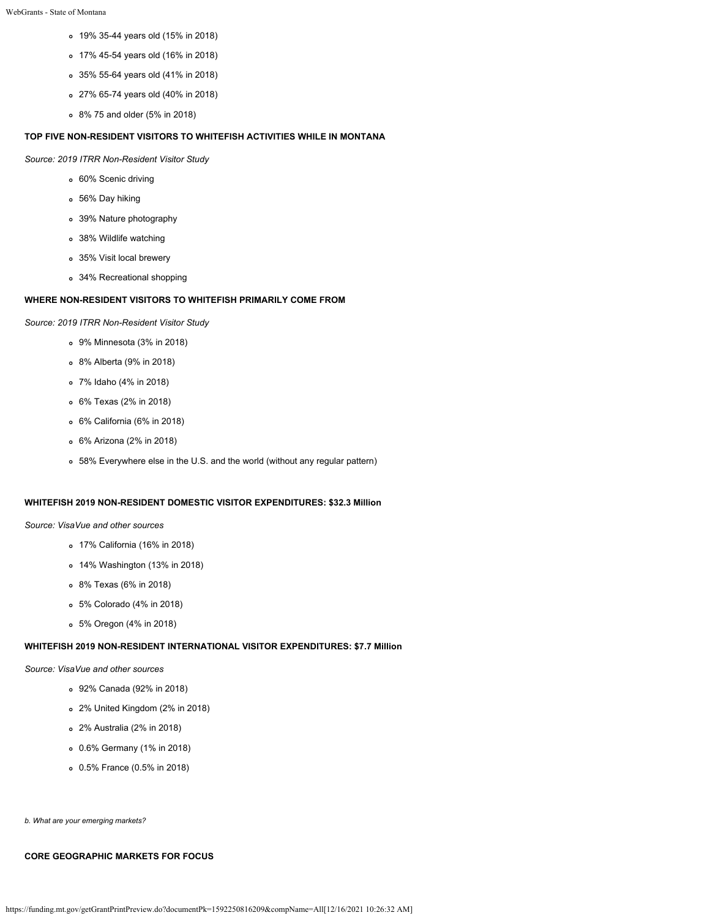- 19% 35-44 years old (15% in 2018)
- 17% 45-54 years old (16% in 2018)
- 35% 55-64 years old (41% in 2018)
- 27% 65-74 years old (40% in 2018)
- 8% 75 and older (5% in 2018)

**TOP FIVE NON-RESIDENT VISITORS TO WHITEFISH ACTIVITIES WHILE IN MONTANA**

*Source: 2019 ITRR Non-Resident Visitor Study*

- 60% Scenic driving
- 56% Day hiking
- 39% Nature photography
- 38% Wildlife watching
- 35% Visit local brewery
- 34% Recreational shopping

**WHERE NON-RESIDENT VISITORS TO WHITEFISH PRIMARILY COME FROM**

*Source: 2019 ITRR Non-Resident Visitor Study*

- 9% Minnesota (3% in 2018)
- 8% Alberta (9% in 2018)
- 7% Idaho (4% in 2018)
- 6% Texas (2% in 2018)
- 6% California (6% in 2018)
- 6% Arizona (2% in 2018)
- 58% Everywhere else in the U.S. and the world (without any regular pattern)

**WHITEFISH 2019 NON-RESIDENT DOMESTIC VISITOR EXPENDITURES: $32.3 Million**

*Source: VisaVue and other sources*

- 17% California (16% in 2018)
- 14% Washington (13% in 2018)
- 8% Texas (6% in 2018)
- 5% Colorado (4% in 2018)
- 5% Oregon (4% in 2018)

**WHITEFISH 2019 NON-RESIDENT INTERNATIONAL VISITOR EXPENDITURES: $7.7 Million**

*Source: VisaVue and other sources*

- 92% Canada (92% in 2018)
- 2% United Kingdom (2% in 2018)
- 2% Australia (2% in 2018)
- 0.6% Germany (1% in 2018)
- 0.5% France (0.5% in 2018)

*b. What are your emerging markets?*

**CORE GEOGRAPHIC MARKETS FOR FOCUS**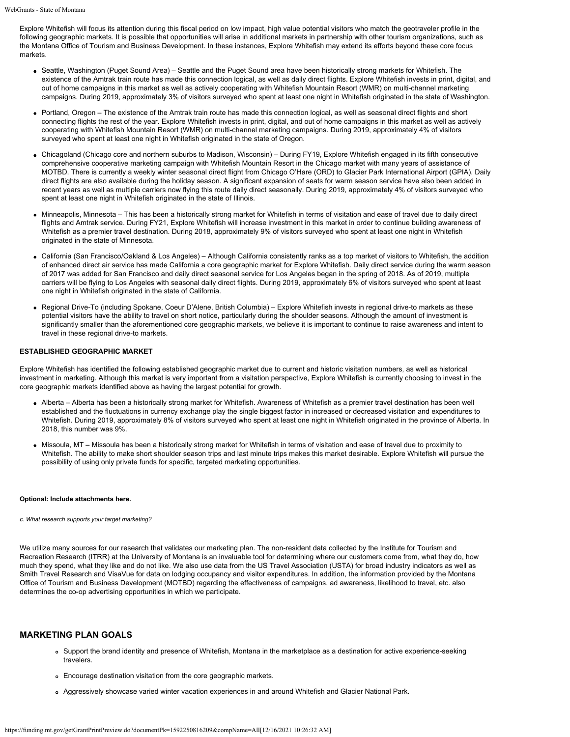Explore Whitefish will focus its attention during this fiscal period on low impact, high value potential visitors who match the geotraveler profile in the following geographic markets. It is possible that opportunities will arise in additional markets in partnership with other tourism organizations, such as the Montana Office of Tourism and Business Development. In these instances, Explore Whitefish may extend its efforts beyond these core focus markets.

- Seattle, Washington (Puget Sound Area) – Seattle and the Puget Sound area have been historically strong markets for Whitefish. The existence of the Amtrak train route has made this connection logical, as well as daily direct flights. Explore Whitefish invests in print, digital, and out of home campaigns in this market as well as actively cooperating with Whitefish Mountain Resort (WMR) on multi-channel marketing campaigns. During 2019, approximately 3% of visitors surveyed who spent at least one night in Whitefish originated in the state of Washington.
- Portland, Oregon – The existence of the Amtrak train route has made this connection logical, as well as seasonal direct flights and short connecting flights the rest of the year. Explore Whitefish invests in print, digital, and out of home campaigns in this market as well as actively cooperating with Whitefish Mountain Resort (WMR) on multi-channel marketing campaigns. During 2019, approximately 4% of visitors surveyed who spent at least one night in Whitefish originated in the state of Oregon.
- Chicagoland (Chicago core and northern suburbs to Madison, Wisconsin) – During FY19, Explore Whitefish engaged in its fifth consecutive comprehensive cooperative marketing campaign with Whitefish Mountain Resort in the Chicago market with many years of assistance of MOTBD. There is currently a weekly winter seasonal direct flight from Chicago O'Hare (ORD) to Glacier Park International Airport (GPIA). Daily direct flights are also available during the holiday season. A significant expansion of seats for warm season service have also been added in recent years as well as multiple carriers now flying this route daily direct seasonally. During 2019, approximately 4% of visitors surveyed who spent at least one night in Whitefish originated in the state of Illinois.
- Minneapolis, Minnesota – This has been a historically strong market for Whitefish in terms of visitation and ease of travel due to daily direct flights and Amtrak service. During FY21, Explore Whitefish will increase investment in this market in order to continue building awareness of Whitefish as a premier travel destination. During 2018, approximately 9% of visitors surveyed who spent at least one night in Whitefish originated in the state of Minnesota.
- California (San Francisco/Oakland & Los Angeles) – Although California consistently ranks as a top market of visitors to Whitefish, the addition of enhanced direct air service has made California a core geographic market for Explore Whitefish. Daily direct service during the warm season of 2017 was added for San Francisco and daily direct seasonal service for Los Angeles began in the spring of 2018. As of 2019, multiple carriers will be flying to Los Angeles with seasonal daily direct flights. During 2019, approximately 6% of visitors surveyed who spent at least one night in Whitefish originated in the state of California.
- Regional Drive-To (including Spokane, Coeur D'Alene, British Columbia) – Explore Whitefish invests in regional drive-to markets as these potential visitors have the ability to travel on short notice, particularly during the shoulder seasons. Although the amount of investment is significantly smaller than the aforementioned core geographic markets, we believe it is important to continue to raise awareness and intent to travel in these regional drive-to markets.

**ESTABLISHED GEOGRAPHIC MARKET**

Explore Whitefish has identified the following established geographic market due to current and historic visitation numbers, as well as historical investment in marketing. Although this market is very important from a visitation perspective, Explore Whitefish is currently choosing to invest in the core geographic markets identified above as having the largest potential for growth.

- Alberta – Alberta has been a historically strong market for Whitefish. Awareness of Whitefish as a premier travel destination has been well established and the fluctuations in currency exchange play the single biggest factor in increased or decreased visitation and expenditures to Whitefish. During 2019, approximately 8% of visitors surveyed who spent at least one night in Whitefish originated in the province of Alberta. In 2018, this number was 9%.
- Missoula, MT – Missoula has been a historically strong market for Whitefish in terms of visitation and ease of travel due to proximity to Whitefish. The ability to make short shoulder season trips and last minute trips makes this market desirable. Explore Whitefish will pursue the possibility of using only private funds for specific, targeted marketing opportunities.

**Optional: Include attachments here.**

*c. What research supports your target marketing?*

We utilize many sources for our research that validates our marketing plan. The non-resident data collected by the Institute for Tourism and Recreation Research (ITRR) at the University of Montana is an invaluable tool for determining where our customers come from, what they do, how much they spend, what they like and do not like. We also use data from the US Travel Association (USTA) for broad industry indicators as well as Smith Travel Research and VisaVue for data on lodging occupancy and visitor expenditures. In addition, the information provided by the Montana Office of Tourism and Business Development (MOTBD) regarding the effectiveness of campaigns, ad awareness, likelihood to travel, etc. also determines the co-op advertising opportunities in which we participate.

## MARKETING PLAN GOALS

- Support the brand identity and presence of Whitefish, Montana in the marketplace as a destination for active experience-seeking travelers.
- Encourage destination visitation from the core geographic markets.
- Aggressively showcase varied winter vacation experiences in and around Whitefish and Glacier National Park.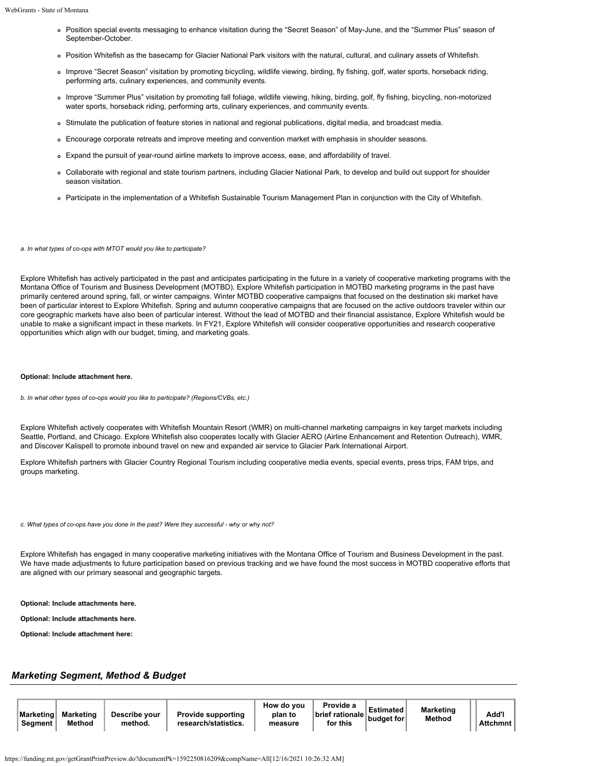- Position special events messaging to enhance visitation during the “Secret Season” of May-June, and the “Summer Plus” season of September-October.
- Position Whitefish as the basecamp for Glacier National Park visitors with the natural, cultural, and culinary assets of Whitefish.
- Improve “Secret Season” visitation by promoting bicycling, wildlife viewing, birding, fly fishing, golf, water sports, horseback riding, performing arts, culinary experiences, and community events.
- Improve “Summer Plus” visitation by promoting fall foliage, wildlife viewing, hiking, birding, golf, fly fishing, bicycling, non-motorized water sports, horseback riding, performing arts, culinary experiences, and community events.
- Stimulate the publication of feature stories in national and regional publications, digital media, and broadcast media.
- Encourage corporate retreats and improve meeting and convention market with emphasis in shoulder seasons.
- Expand the pursuit of year-round airline markets to improve access, ease, and affordability of travel.
- Collaborate with regional and state tourism partners, including Glacier National Park, to develop and build out support for shoulder season visitation.
- Participate in the implementation of a Whitefish Sustainable Tourism Management Plan in conjunction with the City of Whitefish.

*a. In what types of co-ops with MTOT would you like to participate?*

Explore Whitefish has actively participated in the past and anticipates participating in the future in a variety of cooperative marketing programs with the Montana Office of Tourism and Business Development (MOTBD). Explore Whitefish participation in MOTBD marketing programs in the past have primarily centered around spring, fall, or winter campaigns. Winter MOTBD cooperative campaigns that focused on the destination ski market have been of particular interest to Explore Whitefish. Spring and autumn cooperative campaigns that are focused on the active outdoors traveler within our core geographic markets have also been of particular interest. Without the lead of MOTBD and their financial assistance, Explore Whitefish would be unable to make a significant impact in these markets. In FY21, Explore Whitefish will consider cooperative opportunities and research cooperative opportunities which align with our budget, timing, and marketing goals.

**Optional: Include attachment here.**

*b. In what other types of co-ops would you like to participate? (Regions/CVBs, etc.)*

Explore Whitefish actively cooperates with Whitefish Mountain Resort (WMR) on multi-channel marketing campaigns in key target markets including Seattle, Portland, and Chicago. Explore Whitefish also cooperates locally with Glacier AERO (Airline Enhancement and Retention Outreach), WMR, and Discover Kalispell to promote inbound travel on new and expanded air service to Glacier Park International Airport.

Explore Whitefish partners with Glacier Country Regional Tourism including cooperative media events, special events, press trips, FAM trips, and groups marketing.

*c. What types of co-ops have you done in the past? Were they successful - why or why not?*

Explore Whitefish has engaged in many cooperative marketing initiatives with the Montana Office of Tourism and Business Development in the past. We have made adjustments to future participation based on previous tracking and we have found the most success in MOTBD cooperative efforts that are aligned with our primary seasonal and geographic targets.

**Optional: Include attachments here.**

**Optional: Include attachments here.**

**Optional: Include attachment here:**

## *Marketing Segment, Method & Budget*

| Marketing Segment | Marketing Method | Describe your method. | Provide supporting research/statistics. | How do you plan to measure | Provide a brief rationale for this | Estimated budget for | Marketing Method | Add'l Attchmnt |
|---|---|---|---|---|---|---|---|---|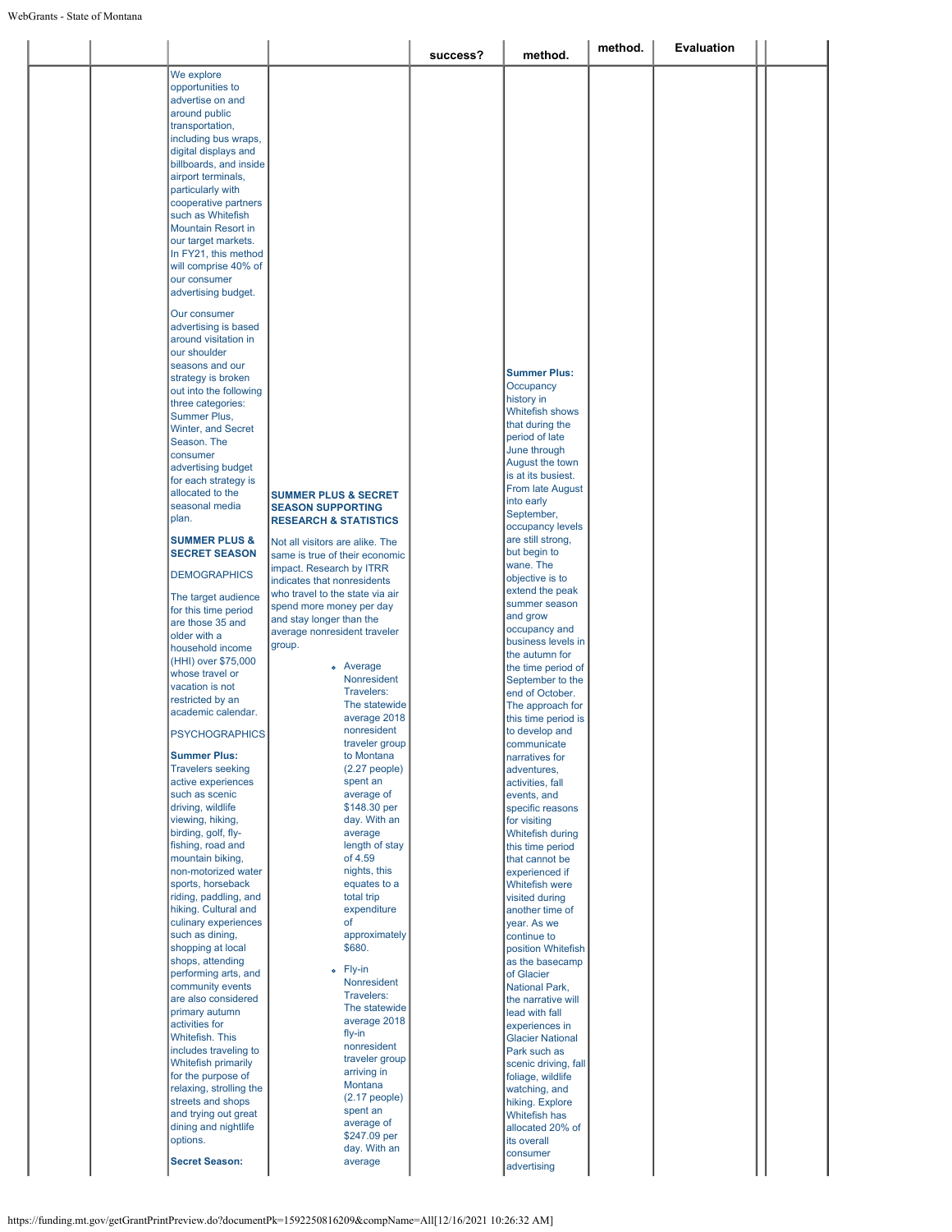| | | | | success? | method. | method. | Evaluation | | |
|---|---|---|---|---|---|---|---|---|---|
| | | We explore opportunities to advertise on and around public transportation, including bus wraps, digital displays and billboards, and inside airport terminals, particularly with cooperative partners such as Whitefish Mountain Resort in our target markets. In FY21, this method will comprise 40% of our consumer advertising budget.<br><br>Our consumer advertising is based around visitation in our shoulder seasons and our strategy is broken out into the following three categories: Summer Plus, Winter, and Secret Season. The consumer advertising budget for each strategy is allocated to the seasonal media plan.<br><br>**SUMMER PLUS & SECRET SEASON**<br><br>DEMOGRAPHICS<br><br>The target audience for this time period are those 35 and older with a household income (HHI) over $75,000 whose travel or vacation is not restricted by an academic calendar.<br><br>PSYCHOGRAPHICS<br><br>**Summer Plus:** Travelers seeking active experiences such as scenic driving, wildlife viewing, hiking, birding, golf, fly-fishing, road and mountain biking, non-motorized water sports, horseback riding, paddling, and hiking. Cultural and culinary experiences such as dining, shopping at local shops, attending performing arts, and community events are also considered primary autumn activities for Whitefish. This includes traveling to Whitefish primarily for the purpose of relaxing, strolling the streets and shops and trying out great dining and nightlife options.<br><br>**Secret Season:** | **SUMMER PLUS & SECRET SEASON SUPPORTING RESEARCH & STATISTICS**<br><br>Not all visitors are alike. The same is true of their economic impact. Research by ITRR indicates that nonresidents who travel to the state via air spend more money per day and stay longer than the average nonresident traveler group.<br><br>• Average Nonresident Travelers: The statewide average 2018 nonresident traveler group to Montana (2.27 people) spent an average of $148.30 per day. With an average length of stay of 4.59 nights, this equates to a total trip expenditure of approximately $680.<br>• Fly-in Nonresident Travelers: The statewide average 2018 fly-in nonresident traveler group arriving in Montana (2.17 people) spent an average of $247.09 per day. With an average | | **Summer Plus:** Occupancy history in Whitefish shows that during the period of late June through August the town is at its busiest. From late August into early September, occupancy levels are still strong, but begin to wane. The objective is to extend the peak summer season and grow occupancy and business levels in the autumn for the time period of September to the end of October. The approach for this time period is to develop and communicate narratives for adventures, activities, fall events, and specific reasons for visiting Whitefish during this time period that cannot be experienced if Whitefish were visited during another time of year. As we continue to position Whitefish as the basecamp of Glacier National Park, the narrative will lead with fall experiences in Glacier National Park such as scenic driving, fall foliage, wildlife watching, and hiking. Explore Whitefish has allocated 20% of its overall consumer advertising | | | | |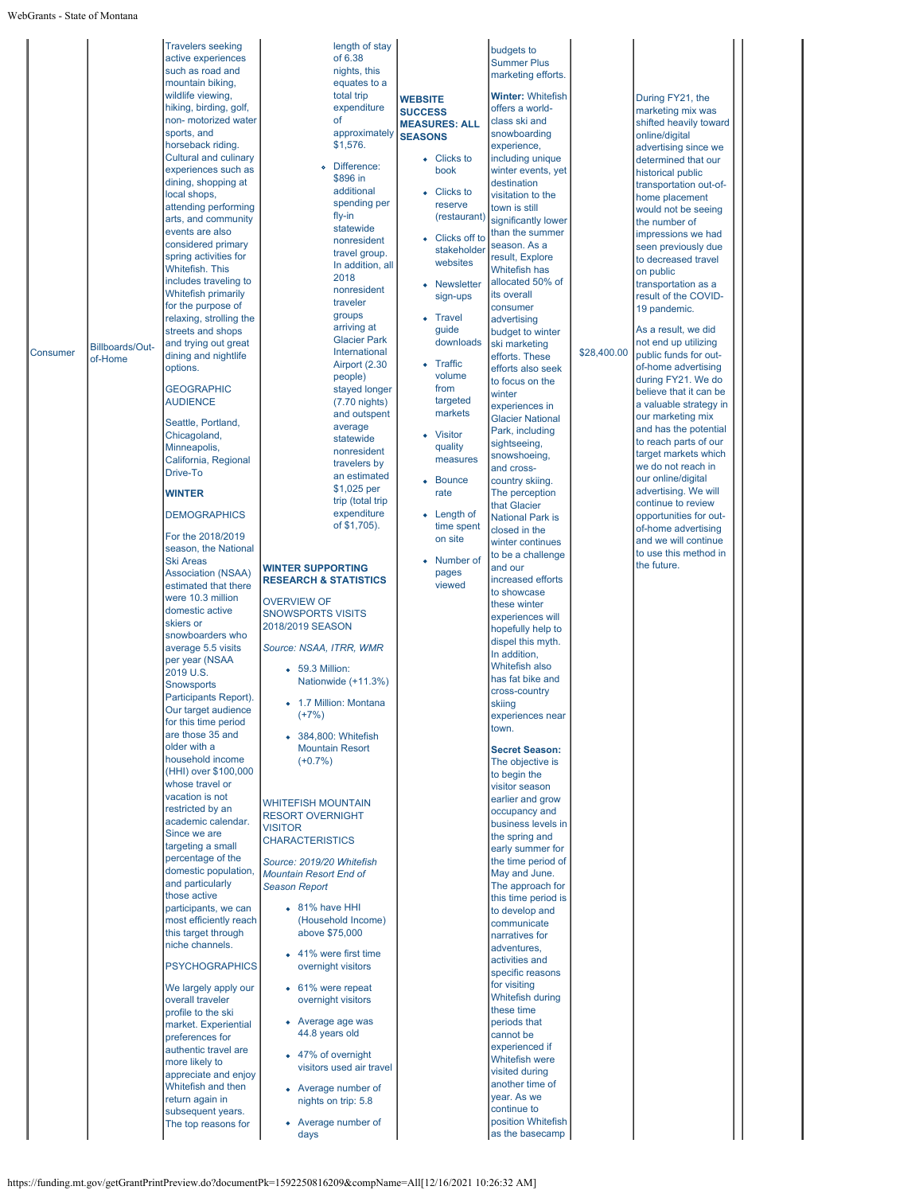| | | | | | | | | | |
|---|---|---|---|---|---|---|---|---|---|
| Consumer | Billboards/Out-of-Home | Travelers seeking active experiences such as road and mountain biking, wildlife viewing, hiking, birding, golf, non- motorized water sports, and horseback riding. Cultural and culinary experiences such as dining, shopping at local shops, attending performing arts, and community events are also considered primary spring activities for Whitefish. This includes traveling to Whitefish primarily for the purpose of relaxing, strolling the streets and shops and trying out great dining and nightlife options.<br><br>GEOGRAPHIC AUDIENCE<br><br>Seattle, Portland, Chicagoland, Minneapolis, California, Regional Drive-To<br><br>**WINTER**<br><br>DEMOGRAPHICS<br><br>For the 2018/2019 season, the National Ski Areas Association (NSAA) estimated that there were 10.3 million domestic active skiers or snowboarders who average 5.5 visits per year (NSAA 2019 U.S. Snowsports Participants Report). Our target audience for this time period are those 35 and older with a household income (HHI) over $100,000 whose travel or vacation is not restricted by an academic calendar. Since we are targeting a small percentage of the domestic population, and particularly those active participants, we can most efficiently reach this target through niche channels.<br><br>PSYCHOGRAPHICS<br><br>We largely apply our overall traveler profile to the ski market. Experiential preferences for authentic travel are more likely to appreciate and enjoy Whitefish and then return again in subsequent years. The top reasons for | length of stay of 6.38 nights, this equates to a total trip expenditure of approximately $1,576.<br><br>- Difference: $896 in additional spending per fly-in statewide nonresident travel group. In addition, all 2018 nonresident traveler groups arriving at Glacier Park International Airport (2.30 people) stayed longer (7.70 nights) and outspent average statewide nonresident travelers by an estimated $1,025 per trip (total trip expenditure of $1,705).<br><br>**WINTER SUPPORTING RESEARCH & STATISTICS**<br><br>OVERVIEW OF SNOWSPORTS VISITS 2018/2019 SEASON<br><br>*Source: NSAA, ITRR, WMR*<br><br>- 59.3 Million: Nationwide (+11.3%)<br>- 1.7 Million: Montana (+7%)<br>- 384,800: Whitefish Mountain Resort (+0.7%)<br><br>WHITEFISH MOUNTAIN RESORT OVERNIGHT VISITOR CHARACTERISTICS<br><br>*Source: 2019/20 Whitefish Mountain Resort End of Season Report*<br><br>- 81% have HHI (Household Income) above $75,000<br>- 41% were first time overnight visitors<br>- 61% were repeat overnight visitors<br>- Average age was 44.8 years old<br>- 47% of overnight visitors used air travel<br>- Average number of nights on trip: 5.8<br>- Average number of days | **WEBSITE SUCCESS MEASURES: ALL SEASONS**<br><br>- Clicks to book<br>- Clicks to reserve (restaurant)<br>- Clicks off to stakeholder websites<br>- Newsletter sign-ups<br>- Travel guide downloads<br>- Traffic volume from targeted markets<br>- Visitor quality measures<br>- Bounce rate<br>- Length of time spent on site<br>- Number of pages viewed | budgets to Summer Plus marketing efforts.<br><br>**Winter:** Whitefish offers a world-class ski and snowboarding experience, including unique winter events, yet destination visitation to the town is still significantly lower than the summer season. As a result, Explore Whitefish has allocated 50% of its overall consumer advertising budget to winter ski marketing efforts. These efforts also seek to focus on the winter experiences in Glacier National Park, including sightseeing, snowshoeing, and cross-country skiing. The perception that Glacier National Park is closed in the winter continues to be a challenge and our increased efforts to showcase these winter experiences will hopefully help to dispel this myth. In addition, Whitefish also has fat bike and cross-country skiing experiences near town.<br><br>**Secret Season:** The objective is to begin the visitor season earlier and grow occupancy and business levels in the spring and early summer for the time period of May and June. The approach for this time period is to develop and communicate narratives for adventures, activities and specific reasons for visiting Whitefish during these time periods that cannot be experienced if Whitefish were visited during another time of year. As we continue to position Whitefish as the basecamp | $28,400.00 | During FY21, the marketing mix was shifted heavily toward online/digital advertising since we determined that our historical public transportation out-of-home placement would not be seeing the number of impressions we had seen previously due to decreased travel on public transportation as a result of the COVID-19 pandemic.<br><br>As a result, we did not end up utilizing public funds for out-of-home advertising during FY21. We do believe that it can be a valuable strategy in our marketing mix and has the potential to reach parts of our target markets which we do not reach in our online/digital advertising. We will continue to review opportunities for out-of-home advertising and we will continue to use this method in the future. | | |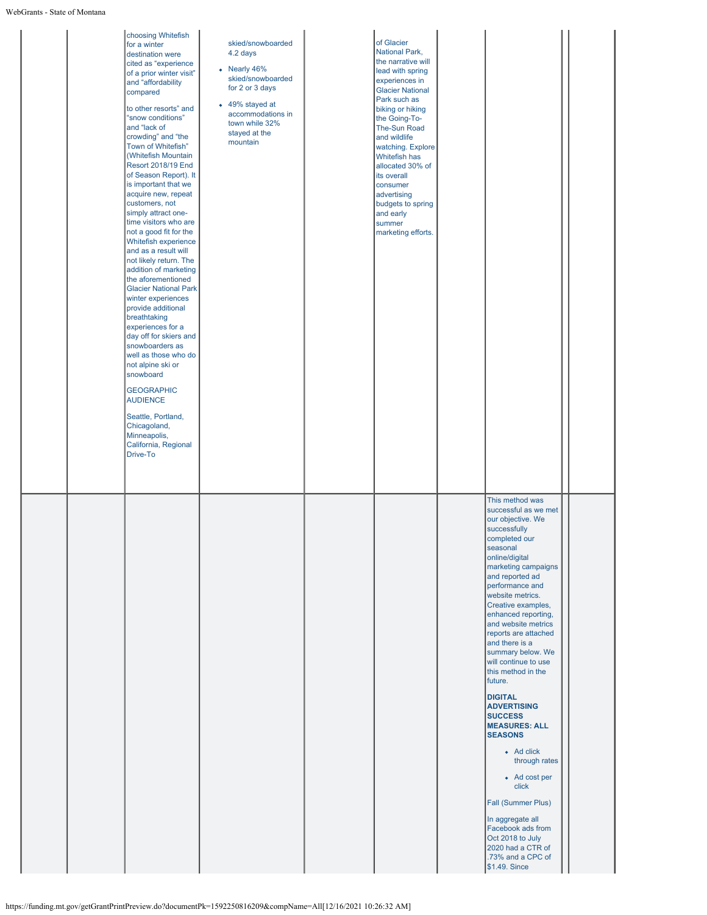| | | | | | | | | | |
|---|---|---|---|---|---|---|---|---|---|
| | | choosing Whitefish for a winter destination were cited as "experience of a prior winter visit" and "affordability compared<br><br>to other resorts" and "snow conditions" and "lack of crowding" and "the Town of Whitefish" (Whitefish Mountain Resort 2018/19 End of Season Report). It is important that we acquire new, repeat customers, not simply attract one-time visitors who are not a good fit for the Whitefish experience and as a result will not likely return. The addition of marketing the aforementioned Glacier National Park winter experiences provide additional breathtaking experiences for a day off for skiers and snowboarders as well as those who do not alpine ski or snowboard<br><br>GEOGRAPHIC AUDIENCE<br><br>Seattle, Portland, Chicagoland, Minneapolis, California, Regional Drive-To | skied/snowboarded 4.2 days<br><br>• Nearly 46% skied/snowboarded for 2 or 3 days<br><br>• 49% stayed at accommodations in town while 32% stayed at the mountain | | of Glacier National Park, the narrative will lead with spring experiences in Glacier National Park such as biking or hiking the Going-To-The-Sun Road and wildlife watching. Explore Whitefish has allocated 30% of its overall consumer advertising budgets to spring and early summer marketing efforts. | | | | |
| | | | | | | | This method was successful as we met our objective. We successfully completed our seasonal online/digital marketing campaigns and reported ad performance and website metrics. Creative examples, enhanced reporting, and website metrics reports are attached and there is a summary below. We will continue to use this method in the future.<br><br>**DIGITAL ADVERTISING SUCCESS MEASURES: ALL SEASONS**<br><br>• Ad click through rates<br><br>• Ad cost per click<br><br>Fall (Summer Plus)<br><br>In aggregate all Facebook ads from Oct 2018 to July 2020 had a CTR of .73% and a CPC of $1.49. Since | | |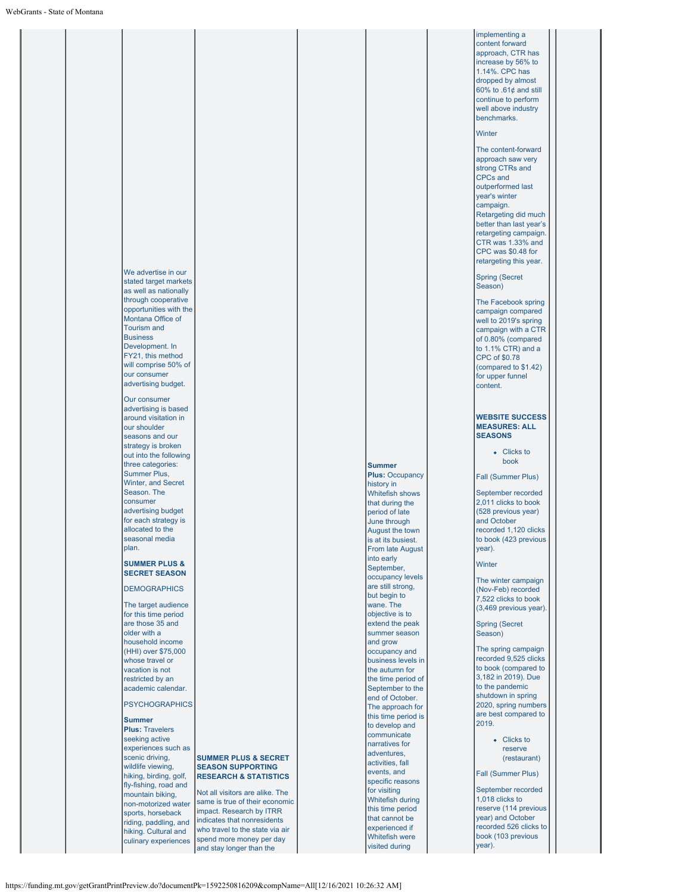| | | | | | | | | |
|---|---|---|---|---|---|---|---|---|
| | | We advertise in our stated target markets as well as nationally through cooperative opportunities with the Montana Office of Tourism and Business Development. In FY21, this method will comprise 50% of our consumer advertising budget.<br><br>Our consumer advertising is based around visitation in our shoulder seasons and our strategy is broken out into the following three categories: Summer Plus, Winter, and Secret Season. The consumer advertising budget for each strategy is allocated to the seasonal media plan.<br><br>**SUMMER PLUS & SECRET SEASON**<br><br>DEMOGRAPHICS<br><br>The target audience for this time period are those 35 and older with a household income (HHI) over $75,000 whose travel or vacation is not restricted by an academic calendar.<br><br>PSYCHOGRAPHICS<br><br>**Summer Plus:** Travelers seeking active experiences such as scenic driving, wildlife viewing, hiking, birding, golf, fly-fishing, road and mountain biking, non-motorized water sports, horseback riding, paddling, and hiking. Cultural and culinary experiences | **SUMMER PLUS & SECRET SEASON SUPPORTING RESEARCH & STATISTICS**<br><br>Not all visitors are alike. The same is true of their economic impact. Research by ITRR indicates that nonresidents who travel to the state via air spend more money per day and stay longer than the | | **Summer Plus:** Occupancy history in Whitefish shows that during the period of late June through August the town is at its busiest. From late August into early September, occupancy levels are still strong, but begin to wane. The objective is to extend the peak summer season and grow occupancy and business levels in the autumn for the time period of September to the end of October. The approach for this time period is to develop and communicate narratives for adventures, activities, fall events, and specific reasons for visiting Whitefish during this time period that cannot be experienced if Whitefish were visited during | | implementing a content forward approach, CTR has increase by 56% to 1.14%. CPC has dropped by almost 60% to .61¢ and still continue to perform well above industry benchmarks.<br><br>Winter<br><br>The content-forward approach saw very strong CTRs and CPCs and outperformed last year's winter campaign. Retargeting did much better than last year's retargeting campaign. CTR was 1.33% and CPC was $0.48 for retargeting this year.<br><br>Spring (Secret Season)<br><br>The Facebook spring campaign compared well to 2019's spring campaign with a CTR of 0.80% (compared to 1.1% CTR) and a CPC of $0.78 (compared to $1.42) for upper funnel content.<br><br>**WEBSITE SUCCESS MEASURES: ALL SEASONS**<br><br>• Clicks to book<br><br>Fall (Summer Plus)<br><br>September recorded 2,011 clicks to book (528 previous year) and October recorded 1,120 clicks to book (423 previous year).<br><br>Winter<br><br>The winter campaign (Nov-Feb) recorded 7,522 clicks to book (3,469 previous year).<br><br>Spring (Secret Season)<br><br>The spring campaign recorded 9,525 clicks to book (compared to 3,182 in 2019). Due to the pandemic shutdown in spring 2020, spring numbers are best compared to 2019.<br><br>• Clicks to reserve (restaurant)<br><br>Fall (Summer Plus)<br><br>September recorded 1,018 clicks to reserve (114 previous year) and October recorded 526 clicks to book (103 previous year). | |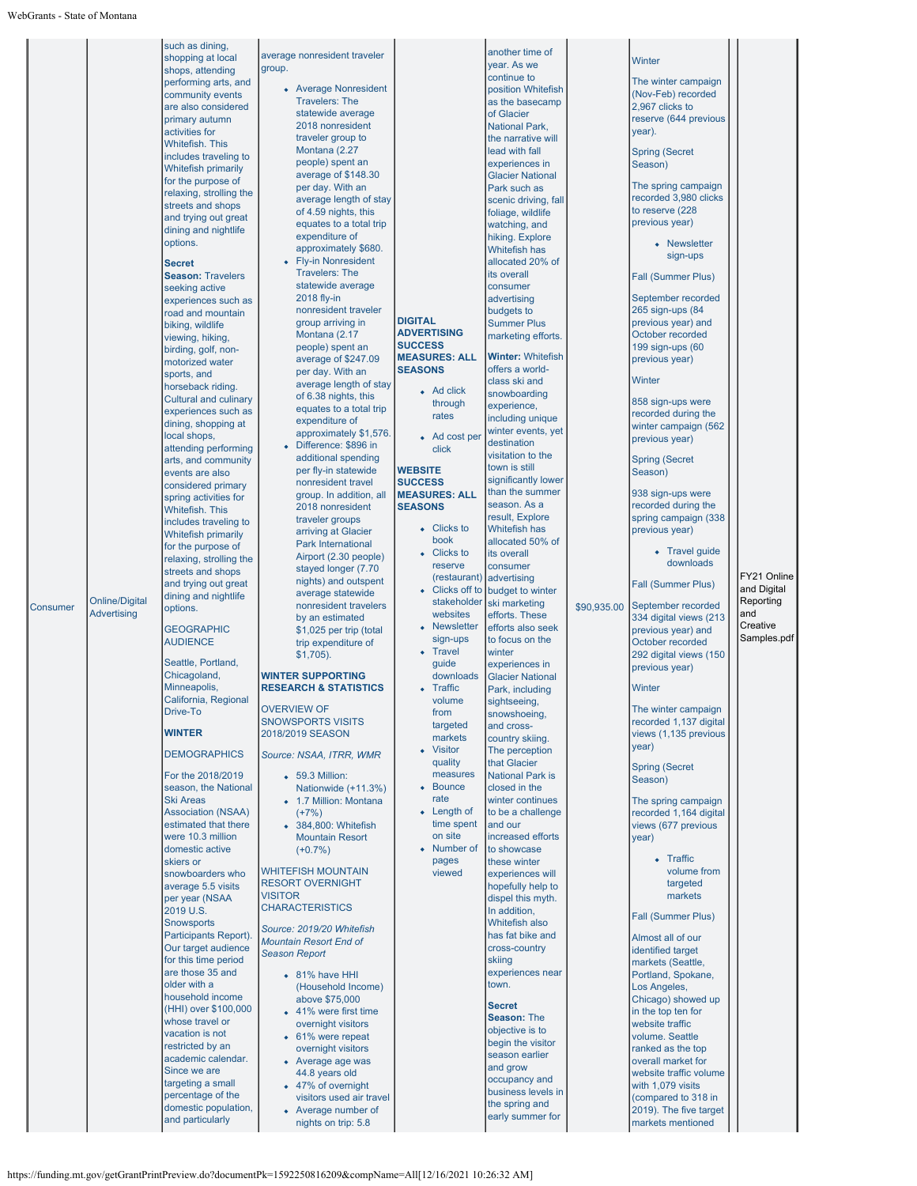| | | | | | | | | |
|---|---|---|---|---|---|---|---|---|
| Consumer | Online/Digital Advertising | such as dining, shopping at local shops, attending performing arts, and community events are also considered primary autumn activities for Whitefish. This includes traveling to Whitefish primarily for the purpose of relaxing, strolling the streets and shops and trying out great dining and nightlife options.<br><br>**Secret Season:** Travelers seeking active experiences such as road and mountain biking, wildlife viewing, hiking, birding, golf, non-motorized water sports, and horseback riding. Cultural and culinary experiences such as dining, shopping at local shops, attending performing arts, and community events are also considered primary spring activities for Whitefish. This includes traveling to Whitefish primarily for the purpose of relaxing, strolling the streets and shops and trying out great dining and nightlife options.<br><br>GEOGRAPHIC AUDIENCE<br><br>Seattle, Portland, Chicagoland, Minneapolis, California, Regional Drive-To<br><br>**WINTER**<br><br>DEMOGRAPHICS<br><br>For the 2018/2019 season, the National Ski Areas Association (NSAA) estimated that there were 10.3 million domestic active skiers or snowboarders who average 5.5 visits per year (NSAA 2019 U.S. Snowsports Participants Report). Our target audience for this time period are those 35 and older with a household income (HHI) over $100,000 whose travel or vacation is not restricted by an academic calendar. Since we are targeting a small percentage of the domestic population, and particularly | average nonresident traveler group.<br><br>• Average Nonresident Travelers: The statewide average 2018 nonresident traveler group to Montana (2.27 people) spent an average of $148.30 per day. With an average length of stay of 4.59 nights, this equates to a total trip expenditure of approximately $680.<br>• Fly-in Nonresident Travelers: The statewide average 2018 fly-in nonresident traveler group arriving in Montana (2.17 people) spent an average of $247.09 per day. With an average length of stay of 6.38 nights, this equates to a total trip expenditure of approximately $1,576.<br>• Difference: $896 in additional spending per fly-in statewide nonresident travel group. In addition, all 2018 nonresident traveler groups arriving at Glacier Park International Airport (2.30 people) stayed longer (7.70 nights) and outspent average statewide nonresident travelers by an estimated $1,025 per trip (total trip expenditure of $1,705).<br><br>**WINTER SUPPORTING RESEARCH & STATISTICS**<br><br>OVERVIEW OF SNOWSPORTS VISITS 2018/2019 SEASON<br><br>*Source: NSAA, ITRR, WMR*<br><br>• 59.3 Million: Nationwide (+11.3%)<br>• 1.7 Million: Montana (+7%)<br>• 384,800: Whitefish Mountain Resort (+0.7%)<br><br>WHITEFISH MOUNTAIN RESORT OVERNIGHT VISITOR CHARACTERISTICS<br><br>*Source: 2019/20 Whitefish Mountain Resort End of Season Report*<br><br>• 81% have HHI (Household Income) above $75,000<br>• 41% were first time overnight visitors<br>• 61% were repeat overnight visitors<br>• Average age was 44.8 years old<br>• 47% of overnight visitors used air travel<br>• Average number of nights on trip: 5.8 | **DIGITAL ADVERTISING SUCCESS MEASURES: ALL SEASONS**<br><br>• Ad click through rates<br>• Ad cost per click<br><br>**WEBSITE SUCCESS MEASURES: ALL SEASONS**<br><br>• Clicks to book<br>• Clicks to reserve (restaurant)<br>• Clicks off to stakeholder websites<br>• Newsletter sign-ups<br>• Travel guide downloads<br>• Traffic volume from targeted markets<br>• Visitor quality measures<br>• Bounce rate<br>• Length of time spent on site<br>• Number of pages viewed | another time of year. As we continue to position Whitefish as the basecamp of Glacier National Park, the narrative will lead with fall experiences in Glacier National Park such as scenic driving, fall foliage, wildlife watching, and hiking. Explore Whitefish has allocated 20% of its overall consumer advertising budgets to Summer Plus marketing efforts.<br><br>**Winter:** Whitefish offers a world-class ski and snowboarding experience, including unique winter events, yet destination visitation to the town is still significantly lower than the summer season. As a result, Explore Whitefish has allocated 50% of its overall consumer advertising budget to winter ski marketing efforts. These efforts also seek to focus on the winter experiences in Glacier National Park, including sightseeing, snowshoeing, and cross-country skiing. The perception that Glacier National Park is closed in the winter continues to be a challenge and our increased efforts to showcase these winter experiences will hopefully help to dispel this myth. In addition, Whitefish also has fat bike and cross-country skiing experiences near town.<br><br>**Secret Season:** The objective is to begin the visitor season earlier and grow occupancy and business levels in the spring and early summer for | $90,935.00 | Winter<br><br>The winter campaign (Nov-Feb) recorded 2,967 clicks to reserve (644 previous year).<br><br>Spring (Secret Season)<br><br>The spring campaign recorded 3,980 clicks to reserve (228 previous year)<br><br>• Newsletter sign-ups<br><br>Fall (Summer Plus)<br><br>September recorded 265 sign-ups (84 previous year) and October recorded 199 sign-ups (60 previous year)<br><br>Winter<br><br>858 sign-ups were recorded during the winter campaign (562 previous year)<br><br>Spring (Secret Season)<br><br>938 sign-ups were recorded during the spring campaign (338 previous year)<br><br>• Travel guide downloads<br><br>Fall (Summer Plus)<br><br>September recorded 334 digital views (213 previous year) and October recorded 292 digital views (150 previous year)<br><br>Winter<br><br>The winter campaign recorded 1,137 digital views (1,135 previous year)<br><br>Spring (Secret Season)<br><br>The spring campaign recorded 1,164 digital views (677 previous year)<br><br>• Traffic volume from targeted markets<br><br>Fall (Summer Plus)<br><br>Almost all of our identified target markets (Seattle, Portland, Spokane, Los Angeles, Chicago) showed up in the top ten for website traffic volume. Seattle ranked as the top overall market for website traffic volume with 1,079 visits (compared to 318 in 2019). The five target markets mentioned | FY21 Online and Digital Reporting and Creative Samples.pdf |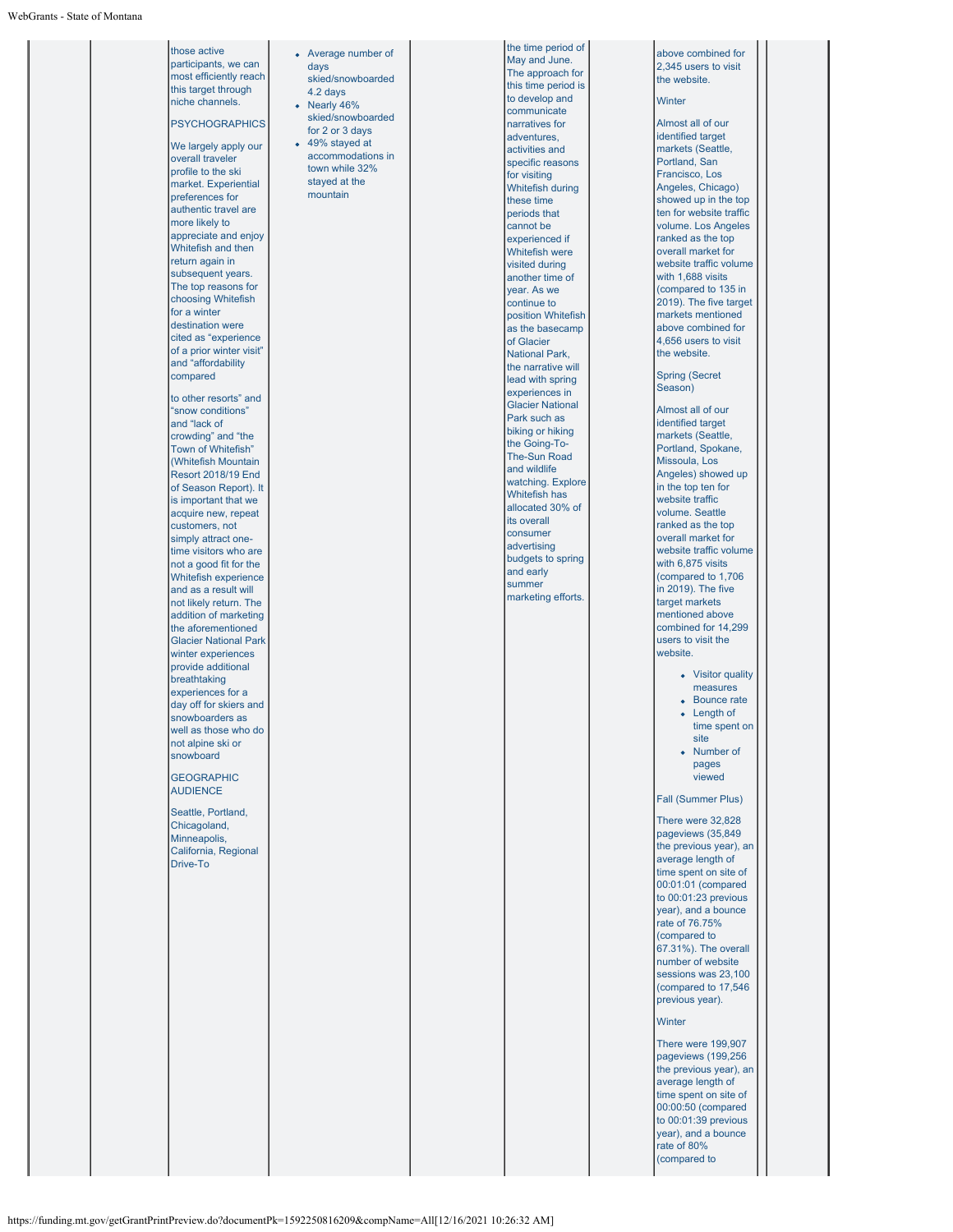| | | | | | | | | |
|---|---|---|---|---|---|---|---|---|
| | | those active participants, we can most efficiently reach this target through niche channels.<br><br>PSYCHOGRAPHICS<br><br>We largely apply our overall traveler profile to the ski market. Experiential preferences for authentic travel are more likely to appreciate and enjoy Whitefish and then return again in subsequent years. The top reasons for choosing Whitefish for a winter destination were cited as "experience of a prior winter visit" and "affordability compared<br><br>to other resorts" and "snow conditions" and "lack of crowding" and "the Town of Whitefish" (Whitefish Mountain Resort 2018/19 End of Season Report). It is important that we acquire new, repeat customers, not simply attract one-time visitors who are not a good fit for the Whitefish experience and as a result will not likely return. The addition of marketing the aforementioned Glacier National Park winter experiences provide additional breathtaking experiences for a day off for skiers and snowboarders as well as those who do not alpine ski or snowboard<br><br>GEOGRAPHIC AUDIENCE<br><br>Seattle, Portland, Chicagoland, Minneapolis, California, Regional Drive-To | • Average number of days skied/snowboarded 4.2 days<br>• Nearly 46% skied/snowboarded for 2 or 3 days<br>• 49% stayed at accommodations in town while 32% stayed at the mountain | | the time period of May and June. The approach for this time period is to develop and communicate narratives for adventures, activities and specific reasons for visiting Whitefish during these time periods that cannot be experienced if Whitefish were visited during another time of year. As we continue to position Whitefish as the basecamp of Glacier National Park, the narrative will lead with spring experiences in Glacier National Park such as biking or hiking the Going-To-The-Sun Road and wildlife watching. Explore Whitefish has allocated 30% of its overall consumer advertising budgets to spring and early summer marketing efforts. | | above combined for 2,345 users to visit the website.<br><br>Winter<br><br>Almost all of our identified target markets (Seattle, Portland, San Francisco, Los Angeles, Chicago) showed up in the top ten for website traffic volume. Los Angeles ranked as the top overall market for website traffic volume with 1,688 visits (compared to 135 in 2019). The five target markets mentioned above combined for 4,656 users to visit the website.<br><br>Spring (Secret Season)<br><br>Almost all of our identified target markets (Seattle, Portland, Spokane, Missoula, Los Angeles) showed up in the top ten for website traffic volume. Seattle ranked as the top overall market for website traffic volume with 6,875 visits (compared to 1,706 in 2019). The five target markets mentioned above combined for 14,299 users to visit the website.<br><br>• Visitor quality measures<br>• Bounce rate<br>• Length of time spent on site<br>• Number of pages viewed<br><br>Fall (Summer Plus)<br><br>There were 32,828 pageviews (35,849 the previous year), an average length of time spent on site of 00:01:01 (compared to 00:01:23 previous year), and a bounce rate of 76.75% (compared to 67.31%). The overall number of website sessions was 23,100 (compared to 17,546 previous year).<br><br>Winter<br><br>There were 199,907 pageviews (199,256 the previous year), an average length of time spent on site of 00:00:50 (compared to 00:01:39 previous year), and a bounce rate of 80% (compared to | |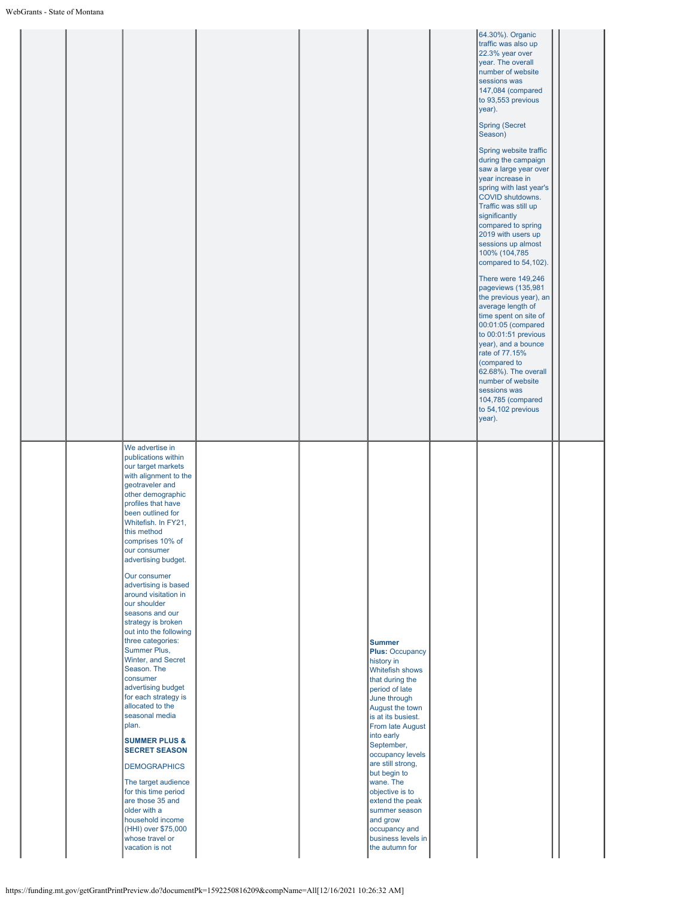| | | | | | | | | | |
|---|---|---|---|---|---|---|---|---|---|
| | | | | | | | 64.30%). Organic traffic was also up 22.3% year over year. The overall number of website sessions was 147,084 (compared to 93,553 previous year).<br><br>Spring (Secret Season)<br><br>Spring website traffic during the campaign saw a large year over year increase in spring with last year's COVID shutdowns. Traffic was still up significantly compared to spring 2019 with users up sessions up almost 100% (104,785 compared to 54,102).<br><br>There were 149,246 pageviews (135,981 the previous year), an average length of time spent on site of 00:01:05 (compared to 00:01:51 previous year), and a bounce rate of 77.15% (compared to 62.68%). The overall number of website sessions was 104,785 (compared to 54,102 previous year). | | |
| | | We advertise in publications within our target markets with alignment to the geotraveler and other demographic profiles that have been outlined for Whitefish. In FY21, this method comprises 10% of our consumer advertising budget.<br><br>Our consumer advertising is based around visitation in our shoulder seasons and our strategy is broken out into the following three categories: Summer Plus, Winter, and Secret Season. The consumer advertising budget for each strategy is allocated to the seasonal media plan.<br><br>**SUMMER PLUS & SECRET SEASON**<br><br>DEMOGRAPHICS<br><br>The target audience for this time period are those 35 and older with a household income (HHI) over $75,000 whose travel or vacation is not | | | **Summer Plus:** Occupancy history in Whitefish shows that during the period of late June through August the town is at its busiest. From late August into early September, occupancy levels are still strong, but begin to wane. The objective is to extend the peak summer season and grow occupancy and business levels in the autumn for | | | | |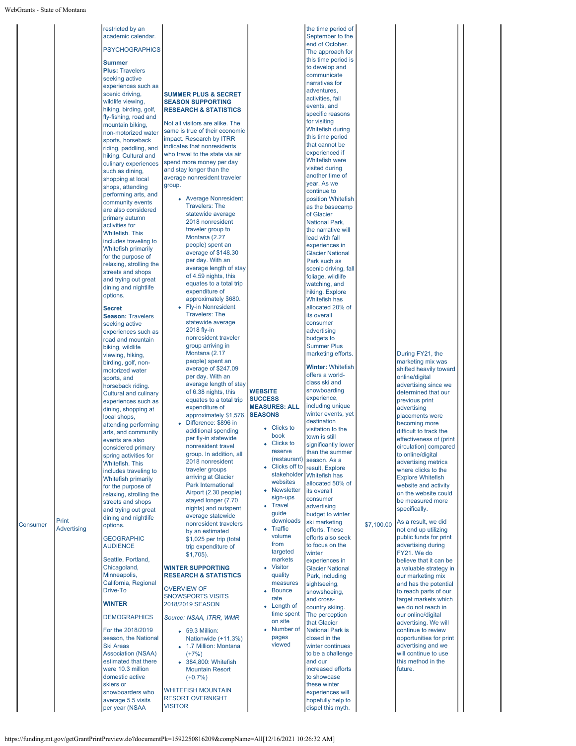| | | | | | | | | | |
|---|---|---|---|---|---|---|---|---|---|
| Consumer | Print Advertising | restricted by an academic calendar.<br><br>PSYCHOGRAPHICS<br><br>**Summer Plus:** Travelers seeking active experiences such as scenic driving, wildlife viewing, hiking, birding, golf, fly-fishing, road and mountain biking, non-motorized water sports, horseback riding, paddling, and hiking. Cultural and culinary experiences such as dining, shopping at local shops, attending performing arts, and community events are also considered primary autumn activities for Whitefish. This includes traveling to Whitefish primarily for the purpose of relaxing, strolling the streets and shops and trying out great dining and nightlife options.<br><br>**Secret Season:** Travelers seeking active experiences such as road and mountain biking, wildlife viewing, hiking, birding, golf, non-motorized water sports, and horseback riding. Cultural and culinary experiences such as dining, shopping at local shops, attending performing arts, and community events are also considered primary spring activities for Whitefish. This includes traveling to Whitefish primarily for the purpose of relaxing, strolling the streets and shops and trying out great dining and nightlife options.<br><br>GEOGRAPHIC AUDIENCE<br><br>Seattle, Portland, Chicagoland, Minneapolis, California, Regional Drive-To<br><br>**WINTER**<br><br>DEMOGRAPHICS<br><br>For the 2018/2019 season, the National Ski Areas Association (NSAA) estimated that there were 10.3 million domestic active skiers or snowboarders who average 5.5 visits per year (NSAA | **SUMMER PLUS & SECRET SEASON SUPPORTING RESEARCH & STATISTICS**<br><br>Not all visitors are alike. The same is true of their economic impact. Research by ITRR indicates that nonresidents who travel to the state via air spend more money per day and stay longer than the average nonresident traveler group.<br><br>• Average Nonresident Travelers: The statewide average 2018 nonresident traveler group to Montana (2.27 people) spent an average of $148.30 per day. With an average length of stay of 4.59 nights, this equates to a total trip expenditure of approximately $680.<br>• Fly-in Nonresident Travelers: The statewide average 2018 fly-in nonresident traveler group arriving in Montana (2.17 people) spent an average of $247.09 per day. With an average length of stay of 6.38 nights, this equates to a total trip expenditure of approximately $1,576.<br>• Difference: $896 in additional spending per fly-in statewide nonresident travel group. In addition, all 2018 nonresident traveler groups arriving at Glacier Park International Airport (2.30 people) stayed longer (7.70 nights) and outspent average statewide nonresident travelers by an estimated $1,025 per trip (total trip expenditure of $1,705).<br><br>**WINTER SUPPORTING RESEARCH & STATISTICS**<br><br>OVERVIEW OF SNOWSPORTS VISITS 2018/2019 SEASON<br><br>*Source: NSAA, ITRR, WMR*<br><br>• 59.3 Million: Nationwide (+11.3%)<br>• 1.7 Million: Montana (+7%)<br>• 384,800: Whitefish Mountain Resort (+0.7%)<br><br>WHITEFISH MOUNTAIN RESORT OVERNIGHT VISITOR | **WEBSITE SUCCESS MEASURES: ALL SEASONS**<br><br>• Clicks to book<br>• Clicks to reserve (restaurant)<br>• Clicks off to stakeholder websites<br>• Newsletter sign-ups<br>• Travel guide downloads<br>• Traffic volume from targeted markets<br>• Visitor quality measures<br>• Bounce rate<br>• Length of time spent on site<br>• Number of pages viewed | the time period of September to the end of October. The approach for this time period is to develop and communicate narratives for adventures, activities, fall events, and specific reasons for visiting Whitefish during this time period that cannot be experienced if Whitefish were visited during another time of year. As we continue to position Whitefish as the basecamp of Glacier National Park, the narrative will lead with fall experiences in Glacier National Park such as scenic driving, fall foliage, wildlife watching, and hiking. Explore Whitefish has allocated 20% of its overall consumer advertising budgets to Summer Plus marketing efforts.<br><br>**Winter:** Whitefish offers a world-class ski and snowboarding experience, including unique winter events, yet destination visitation to the town is still significantly lower than the summer season. As a result, Explore Whitefish has allocated 50% of its overall consumer advertising budget to winter ski marketing efforts. These efforts also seek to focus on the winter experiences in Glacier National Park, including sightseeing, snowshoeing, and cross-country skiing. The perception that Glacier National Park is closed in the winter continues to be a challenge and our increased efforts to showcase these winter experiences will hopefully help to dispel this myth. | $7,100.00 | During FY21, the marketing mix was shifted heavily toward online/digital advertising since we determined that our previous print advertising placements were becoming more difficult to track the effectiveness of (print circulation) compared to online/digital advertising metrics where clicks to the Explore Whitefish website and activity on the website could be measured more specifically.<br><br>As a result, we did not end up utilizing public funds for print advertising during FY21. We do believe that it can be a valuable strategy in our marketing mix and has the potential to reach parts of our target markets which we do not reach in our online/digital advertising. We will continue to review opportunities for print advertising and we will continue to use this method in the future. | | |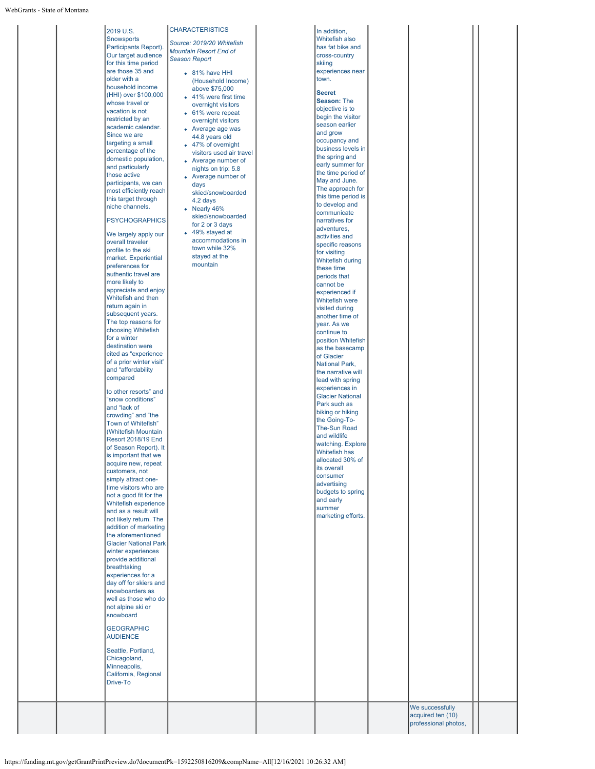| | | 2019 U.S. Snowsports Participants Report). Our target audience for this time period are those 35 and older with a household income (HHI) over $100,000 whose travel or vacation is not restricted by an academic calendar. Since we are targeting a small percentage of the domestic population, and particularly those active participants, we can most efficiently reach this target through niche channels.<br><br>PSYCHOGRAPHICS<br><br>We largely apply our overall traveler profile to the ski market. Experiential preferences for authentic travel are more likely to appreciate and enjoy Whitefish and then return again in subsequent years. The top reasons for choosing Whitefish for a winter destination were cited as "experience of a prior winter visit" and "affordability compared<br><br>to other resorts" and "snow conditions" and "lack of crowding" and "the Town of Whitefish" (Whitefish Mountain Resort 2018/19 End of Season Report). It is important that we acquire new, repeat customers, not simply attract one-time visitors who are not a good fit for the Whitefish experience and as a result will not likely return. The addition of marketing the aforementioned Glacier National Park winter experiences provide additional breathtaking experiences for a day off for skiers and snowboarders as well as those who do not alpine ski or snowboard<br><br>GEOGRAPHIC AUDIENCE<br><br>Seattle, Portland, Chicagoland, Minneapolis, California, Regional Drive-To | CHARACTERISTICS<br><br>*Source: 2019/20 Whitefish Mountain Resort End of Season Report*<br><br>• 81% have HHI (Household Income) above $75,000<br>• 41% were first time overnight visitors<br>• 61% were repeat overnight visitors<br>• Average age was 44.8 years old<br>• 47% of overnight visitors used air travel<br>• Average number of nights on trip: 5.8<br>• Average number of days skied/snowboarded 4.2 days<br>• Nearly 46% skied/snowboarded for 2 or 3 days<br>• 49% stayed at accommodations in town while 32% stayed at the mountain | | In addition, Whitefish also has fat bike and cross-country skiing experiences near town.<br><br>**Secret Season:** The objective is to begin the visitor season earlier and grow occupancy and business levels in the spring and early summer for the time period of May and June. The approach for this time period is to develop and communicate narratives for adventures, activities and specific reasons for visiting Whitefish during these time periods that cannot be experienced if Whitefish were visited during another time of year. As we continue to position Whitefish as the basecamp of Glacier National Park, the narrative will lead with spring experiences in Glacier National Park such as biking or hiking the Going-To-The-Sun Road and wildlife watching. Explore Whitefish has allocated 30% of its overall consumer advertising budgets to spring and early summer marketing efforts. | | | | |
|---|---|---|---|---|---|---|---|---|---|
| | | | | | | | We successfully acquired ten (10) professional photos, | | |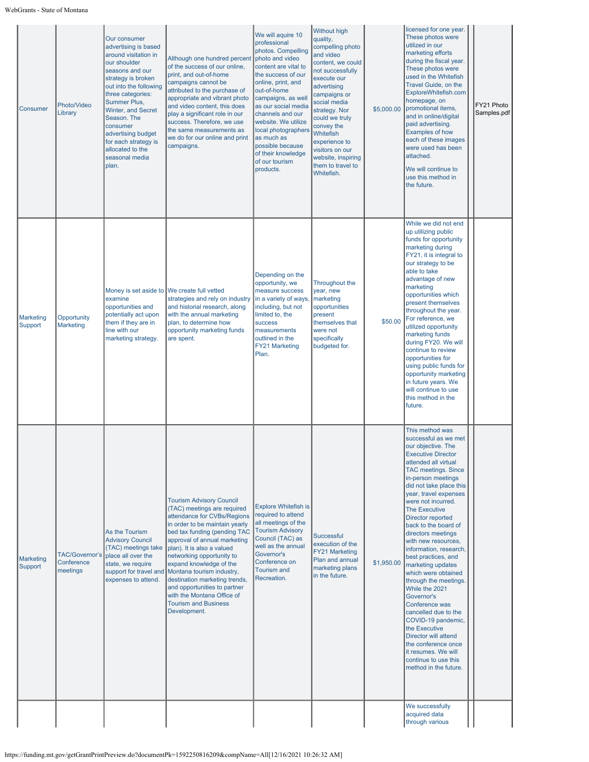|  |  |  |  |  |  |  |  |  |  |
|---|---|---|---|---|---|---|---|---|---|
| Consumer | Photo/Video Library | Our consumer advertising is based around visitation in our shoulder seasons and our strategy is broken out into the following three categories: Summer Plus, Winter, and Secret Season. The consumer advertising budget for each strategy is allocated to the seasonal media plan. | Although one hundred percent of the success of our online, print, and out-of-home campaigns cannot be attributed to the purchase of appropriate and vibrant photo and video content, this does play a significant role in our success. Therefore, we use the same measurements as we do for our online and print campaigns. | We will aquire 10 professional photos. Compelling photo and video content are vital to the success of our online, print, and out-of-home campaigns, as well as our social media channels and our website. We utilize local photographers as much as possible because of their knowledge of our tourism products. | Without high quality, compelling photo and video content, we could not successfully execute our advertising campaigns or social media strategy. Nor could we truly convey the Whitefish experience to visitors on our website, inspiring them to travel to Whitefish. | $5,000.00 | licensed for one year. These photos were utilized in our marketing efforts during the fiscal year. These photos were used in the Whitefish Travel Guide, on the ExploreWhitefish.com homepage, on promotional items, and in online/digital paid advertising. Examples of how each of these images were used has been attached.<br><br>We will continue to use this method in the future. |  | FY21 Photo Samples.pdf |
| Marketing Support | Opportunity Marketing | Money is set aside to examine opportunities and potentially act upon them if they are in line with our marketing strategy. | We create full vetted strategies and rely on industry and historial research, along with the annual marketing plan, to determine how opportunity marketing funds are spent. | Depending on the opportunity, we measure success in a variety of ways, including, but not limited to, the success measurements outlined in the FY21 Marketing Plan. | Throughout the year, new marketing opportunities present themselves that were not specifically budgeted for. | $50.00 | While we did not end up utilizing public funds for opportunity marketing during FY21, it is integral to our strategy to be able to take advantage of new marketing opportunities which present themselves throughout the year. For reference, we utilized opportunity marketing funds during FY20. We will continue to review opportunities for using public funds for opportunity marketing in future years. We will continue to use this method in the future. |  |  |
| Marketing Support | TAC/Governor's Conference meetings | As the Tourism Advisory Council (TAC) meetings take place all over the state, we require support for travel and expenses to attend. | Tourism Advisory Council (TAC) meetings are required attendance for CVBs/Regions in order to be maintain yearly bed tax funding (pending TAC approval of annual marketing plan). It is also a valued networking opportunity to expand knowledge of the Montana tourism industry, destination marketing trends, and opportunities to partner with the Montana Office of Tourism and Business Development. | Explore Whitefish is required to attend all meetings of the Tourism Advisory Council (TAC) as well as the annual Governor's Conference on Tourism and Recreation. | Successful execution of the FY21 Marketing Plan and annual marketing plans in the future. | $1,950.00 | This method was successful as we met our objective. The Executive Director attended all virtual TAC meetings. Since in-person meetings did not take place this year, travel expenses were not incurred. The Executive Director reported back to the board of directors meetings with new resources, information, research, best practices, and marketing updates which were obtained through the meetings. While the 2021 Governor's Conference was cancelled due to the COVID-19 pandemic, the Executive Director will attend the conference once it resumes. We will continue to use this method in the future. |  |  |
|  |  |  |  |  |  |  | We successfully acquired data through various |  |  |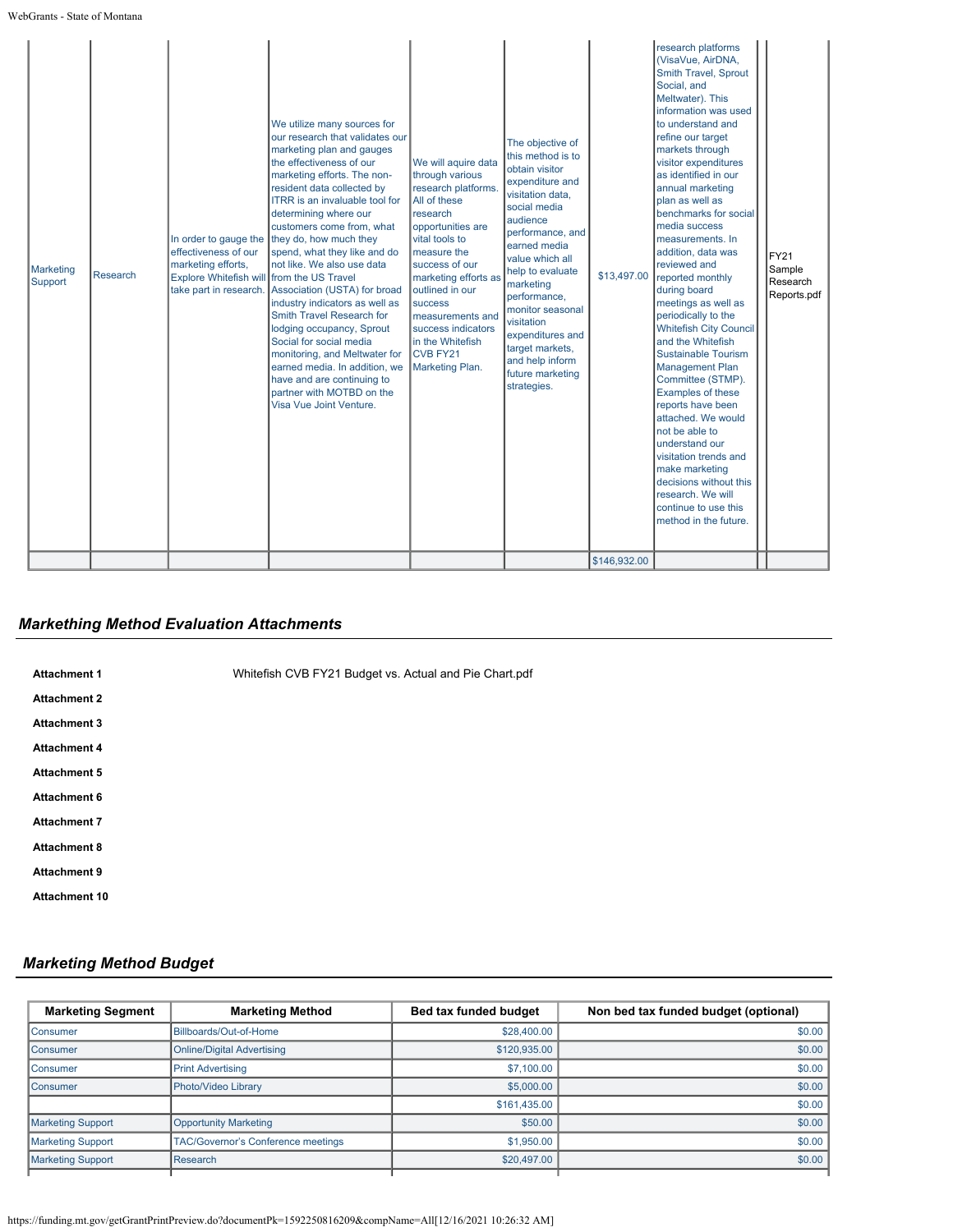| Marketing Support | Research | In order to gauge the effectiveness of our marketing efforts, Explore Whitefish will take part in research. | We utilize many sources for our research that validates our marketing plan and gauges the effectiveness of our marketing efforts. The non-resident data collected by ITRR is an invaluable tool for determining where our customers come from, what they do, how much they spend, what they like and do not like. We also use data from the US Travel Association (USTA) for broad industry indicators as well as Smith Travel Research for lodging occupancy, Sprout Social for social media monitoring, and Meltwater for earned media. In addition, we have and are continuing to partner with MOTBD on the Visa Vue Joint Venture. | We will aquire data through various research platforms. All of these research opportunities are vital tools to measure the success of our marketing efforts as outlined in our success measurements and success indicators in the Whitefish CVB FY21 Marketing Plan. | The objective of this method is to obtain visitor expenditure and visitation data, social media audience performance, and earned media value which all help to evaluate marketing performance, monitor seasonal visitation expenditures and target markets, and help inform future marketing strategies. | $13,497.00 | research platforms (VisaVue, AirDNA, Smith Travel, Sprout Social, and Meltwater). This information was used to understand and refine our target markets through visitor expenditures as identified in our annual marketing plan as well as benchmarks for social media success measurements. In addition, data was reviewed and reported monthly during board meetings as well as periodically to the Whitefish City Council and the Whitefish Sustainable Tourism Management Plan Committee (STMP). Examples of these reports have been attached. We would not be able to understand our visitation trends and make marketing decisions without this research. We will continue to use this method in the future. | | FY21 Sample Research Reports.pdf |
|---|---|---|---|---|---|---|---|---|---|
| | | | | | | $146,932.00 | | | |

## *Markething Method Evaluation Attachments*

| | |
|---|---|
| **Attachment 1** | Whitefish CVB FY21 Budget vs. Actual and Pie Chart.pdf |
| **Attachment 2** | |
| **Attachment 3** | |
| **Attachment 4** | |
| **Attachment 5** | |
| **Attachment 6** | |
| **Attachment 7** | |
| **Attachment 8** | |
| **Attachment 9** | |
| **Attachment 10** | |

## *Marketing Method Budget*

| Marketing Segment | Marketing Method | Bed tax funded budget | Non bed tax funded budget (optional) |
|---|---|---|---|
| Consumer | Billboards/Out-of-Home | $28,400.00 | $0.00 |
| Consumer | Online/Digital Advertising | $120,935.00 | $0.00 |
| Consumer | Print Advertising | $7,100.00 | $0.00 |
| Consumer | Photo/Video Library | $5,000.00 | $0.00 |
| | | $161,435.00 | $0.00 |
| Marketing Support | Opportunity Marketing | $50.00 | $0.00 |
| Marketing Support | TAC/Governor's Conference meetings | $1,950.00 | $0.00 |
| Marketing Support | Research | $20,497.00 | $0.00 |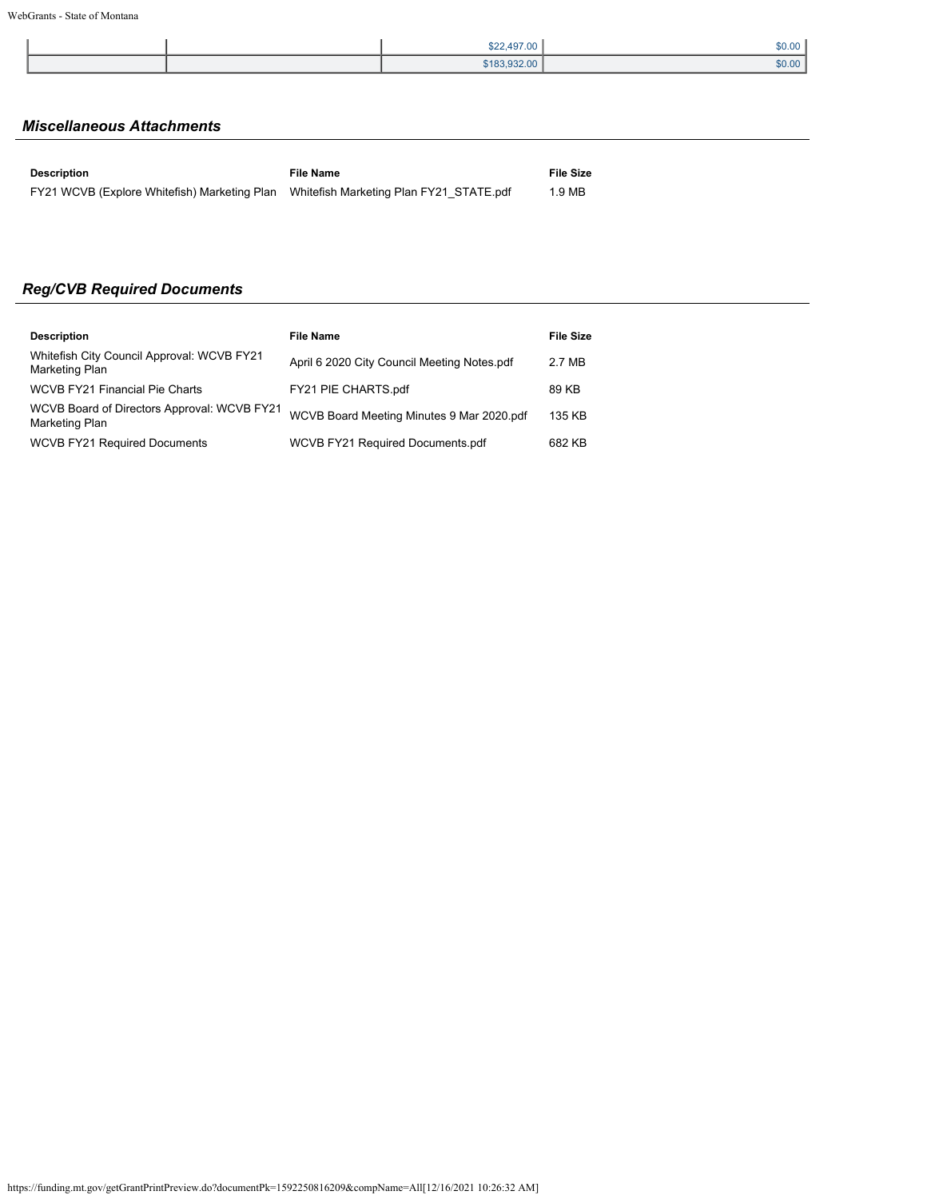| | | | |
|---|---|---|---|
| | | $22,497.00 | $0.00 |
| | | $183,932.00 | $0.00 |

### *Miscellaneous Attachments*

| Description | File Name | File Size |
|---|---|---|
| FY21 WCVB (Explore Whitefish) Marketing Plan | Whitefish Marketing Plan FY21_STATE.pdf | 1.9 MB |

### *Reg/CVB Required Documents*

| Description | File Name | File Size |
|---|---|---|
| Whitefish City Council Approval: WCVB FY21 Marketing Plan | April 6 2020 City Council Meeting Notes.pdf | 2.7 MB |
| WCVB FY21 Financial Pie Charts | FY21 PIE CHARTS.pdf | 89 KB |
| WCVB Board of Directors Approval: WCVB FY21 Marketing Plan | WCVB Board Meeting Minutes 9 Mar 2020.pdf | 135 KB |
| WCVB FY21 Required Documents | WCVB FY21 Required Documents.pdf | 682 KB |